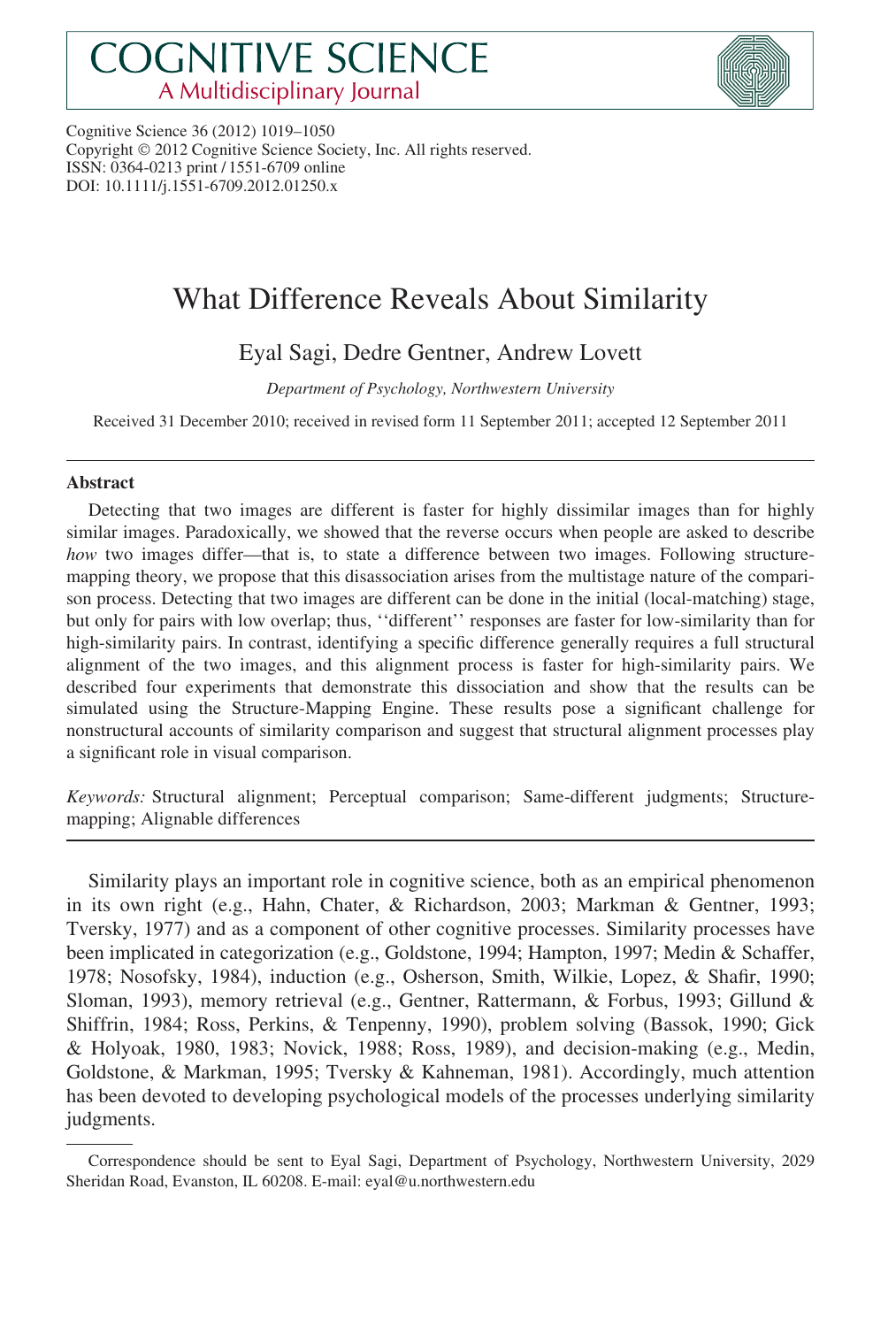# What Difference Reveals About Similarity

Eyal Sagi, Dedre Gentner, Andrew Lovett

*Department of Psychology, Northwestern University*

Received 31 December 2010; received in revised form 11 September 2011; accepted 12 September 2011

### Abstract

Detecting that two images are different is faster for highly dissimilar images than for highly similar images. Paradoxically, we showed that the reverse occurs when people are asked to describe *how* two images differ—that is, to state a difference between two images. Following structure-mapping theory, we propose that this disassociation arises from the multistage nature of the comparison process. Detecting that two images are different can be done in the initial (local-matching) stage, but only for pairs with low overlap; thus, ''different'' responses are faster for low-similarity than for high-similarity pairs. In contrast, identifying a specific difference generally requires a full structural alignment of the two images, and this alignment process is faster for high-similarity pairs. We described four experiments that demonstrate this dissociation and show that the results can be simulated using the Structure-Mapping Engine. These results pose a significant challenge for nonstructural accounts of similarity comparison and suggest that structural alignment processes play a significant role in visual comparison.

*Keywords:* Structural alignment; Perceptual comparison; Same-different judgments; Structure-mapping; Alignable differences

Similarity plays an important role in cognitive science, both as an empirical phenomenon in its own right (e.g., Hahn, Chater, & Richardson, 2003; Markman & Gentner, 1993; Tversky, 1977) and as a component of other cognitive processes. Similarity processes have been implicated in categorization (e.g., Goldstone, 1994; Hampton, 1997; Medin & Schaffer, 1978; Nosofsky, 1984), induction (e.g., Osherson, Smith, Wilkie, Lopez, & Shafir, 1990; Sloman, 1993), memory retrieval (e.g., Gentner, Rattermann, & Forbus, 1993; Gillund & Shiffrin, 1984; Ross, Perkins, & Tenpenny, 1990), problem solving (Bassok, 1990; Gick & Holyoak, 1980, 1983; Novick, 1988; Ross, 1989), and decision-making (e.g., Medin, Goldstone, & Markman, 1995; Tversky & Kahneman, 1981). Accordingly, much attention has been devoted to developing psychological models of the processes underlying similarity judgments.

Correspondence should be sent to Eyal Sagi, Department of Psychology, Northwestern University, 2029 Sheridan Road, Evanston, IL 60208. E-mail: eyal@u.northwestern.edu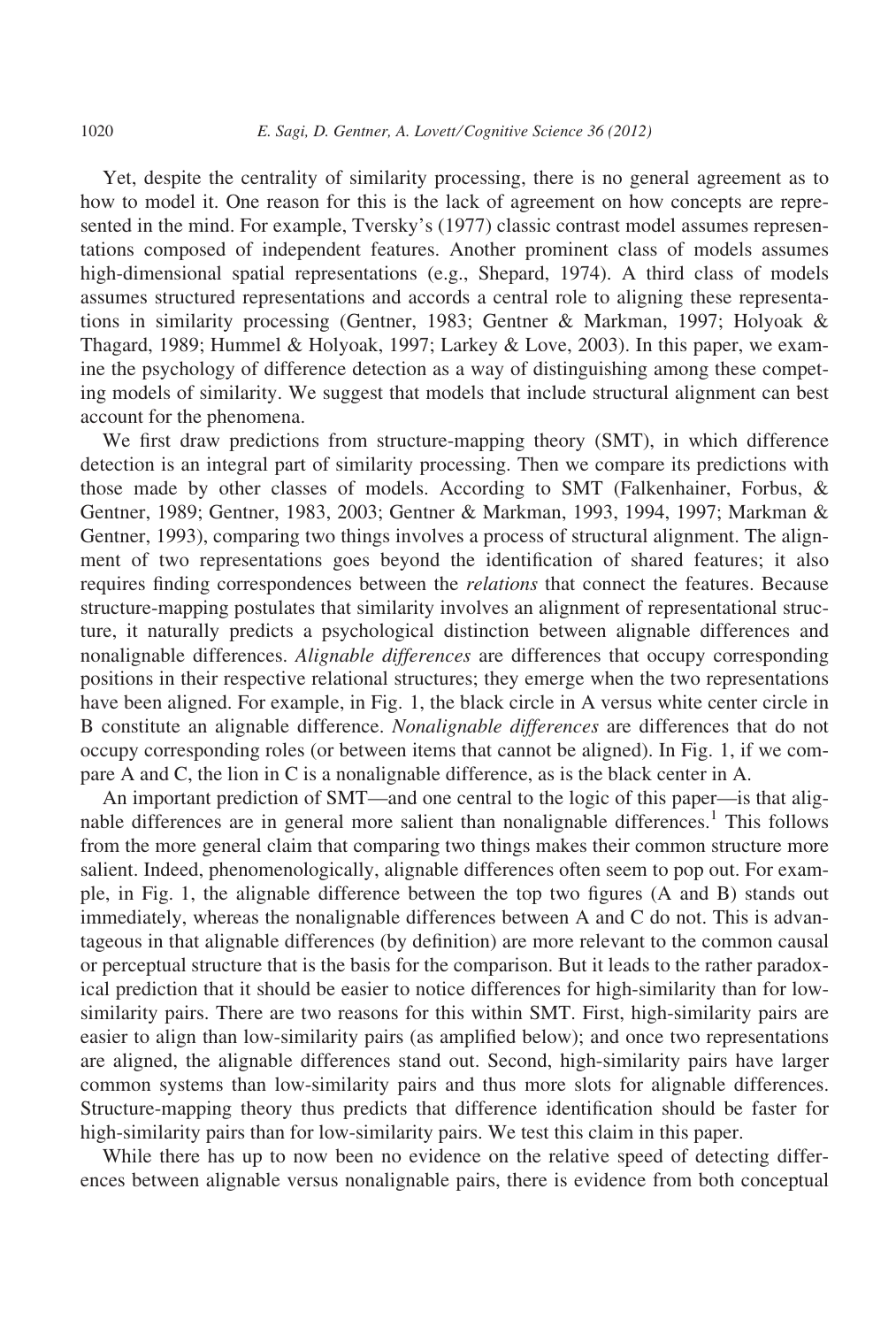Yet, despite the centrality of similarity processing, there is no general agreement as to how to model it. One reason for this is the lack of agreement on how concepts are represented in the mind. For example, Tversky's (1977) classic contrast model assumes representations composed of independent features. Another prominent class of models assumes high-dimensional spatial representations (e.g., Shepard, 1974). A third class of models assumes structured representations and accords a central role to aligning these representations in similarity processing (Gentner, 1983; Gentner & Markman, 1997; Holyoak & Thagard, 1989; Hummel & Holyoak, 1997; Larkey & Love, 2003). In this paper, we examine the psychology of difference detection as a way of distinguishing among these competing models of similarity. We suggest that models that include structural alignment can best account for the phenomena.

We first draw predictions from structure-mapping theory (SMT), in which difference detection is an integral part of similarity processing. Then we compare its predictions with those made by other classes of models. According to SMT (Falkenhainer, Forbus, & Gentner, 1989; Gentner, 1983, 2003; Gentner & Markman, 1993, 1994, 1997; Markman & Gentner, 1993), comparing two things involves a process of structural alignment. The alignment of two representations goes beyond the identification of shared features; it also requires finding correspondences between the *relations* that connect the features. Because structure-mapping postulates that similarity involves an alignment of representational structure, it naturally predicts a psychological distinction between alignable differences and nonalignable differences. *Alignable differences* are differences that occupy corresponding positions in their respective relational structures; they emerge when the two representations have been aligned. For example, in Fig. 1, the black circle in A versus white center circle in B constitute an alignable difference. *Nonalignable differences* are differences that do not occupy corresponding roles (or between items that cannot be aligned). In Fig. 1, if we compare A and C, the lion in C is a nonalignable difference, as is the black center in A.

An important prediction of SMT—and one central to the logic of this paper—is that alignable differences are in general more salient than nonalignable differences.[1] This follows from the more general claim that comparing two things makes their common structure more salient. Indeed, phenomenologically, alignable differences often seem to pop out. For example, in Fig. 1, the alignable difference between the top two figures (A and B) stands out immediately, whereas the nonalignable differences between A and C do not. This is advantageous in that alignable differences (by definition) are more relevant to the common causal or perceptual structure that is the basis for the comparison. But it leads to the rather paradoxical prediction that it should be easier to notice differences for high-similarity than for low-similarity pairs. There are two reasons for this within SMT. First, high-similarity pairs are easier to align than low-similarity pairs (as amplified below); and once two representations are aligned, the alignable differences stand out. Second, high-similarity pairs have larger common systems than low-similarity pairs and thus more slots for alignable differences. Structure-mapping theory thus predicts that difference identification should be faster for high-similarity pairs than for low-similarity pairs. We test this claim in this paper.

While there has up to now been no evidence on the relative speed of detecting differences between alignable versus nonalignable pairs, there is evidence from both conceptual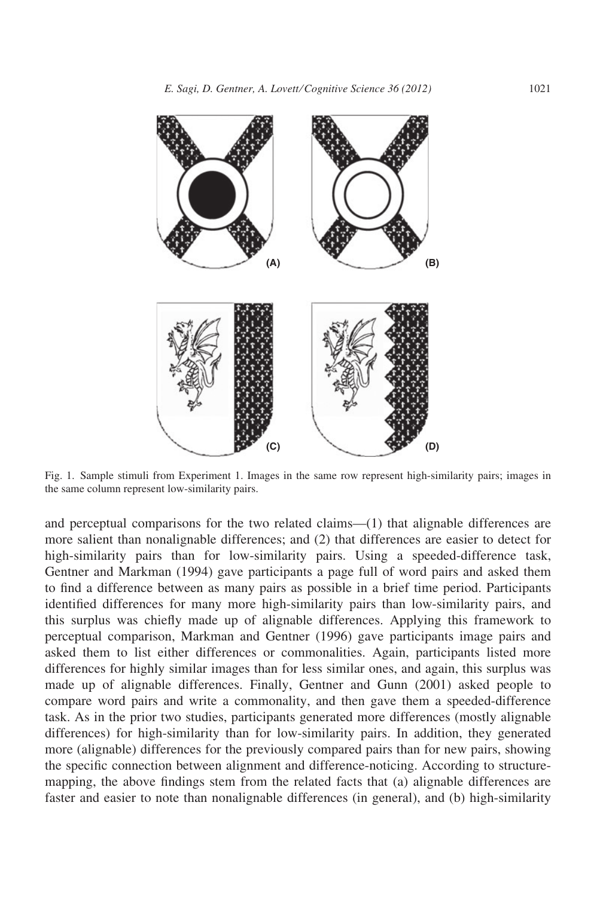Fig. 1. Sample stimuli from Experiment 1. Images in the same row represent high-similarity pairs; images in the same column represent low-similarity pairs.

and perceptual comparisons for the two related claims—(1) that alignable differences are more salient than nonalignable differences; and (2) that differences are easier to detect for high-similarity pairs than for low-similarity pairs. Using a speeded-difference task, Gentner and Markman (1994) gave participants a page full of word pairs and asked them to find a difference between as many pairs as possible in a brief time period. Participants identified differences for many more high-similarity pairs than low-similarity pairs, and this surplus was chiefly made up of alignable differences. Applying this framework to perceptual comparison, Markman and Gentner (1996) gave participants image pairs and asked them to list either differences or commonalities. Again, participants listed more differences for highly similar images than for less similar ones, and again, this surplus was made up of alignable differences. Finally, Gentner and Gunn (2001) asked people to compare word pairs and write a commonality, and then gave them a speeded-difference task. As in the prior two studies, participants generated more differences (mostly alignable differences) for high-similarity than for low-similarity pairs. In addition, they generated more (alignable) differences for the previously compared pairs than for new pairs, showing the specific connection between alignment and difference-noticing. According to structure-mapping, the above findings stem from the related facts that (a) alignable differences are faster and easier to note than nonalignable differences (in general), and (b) high-similarity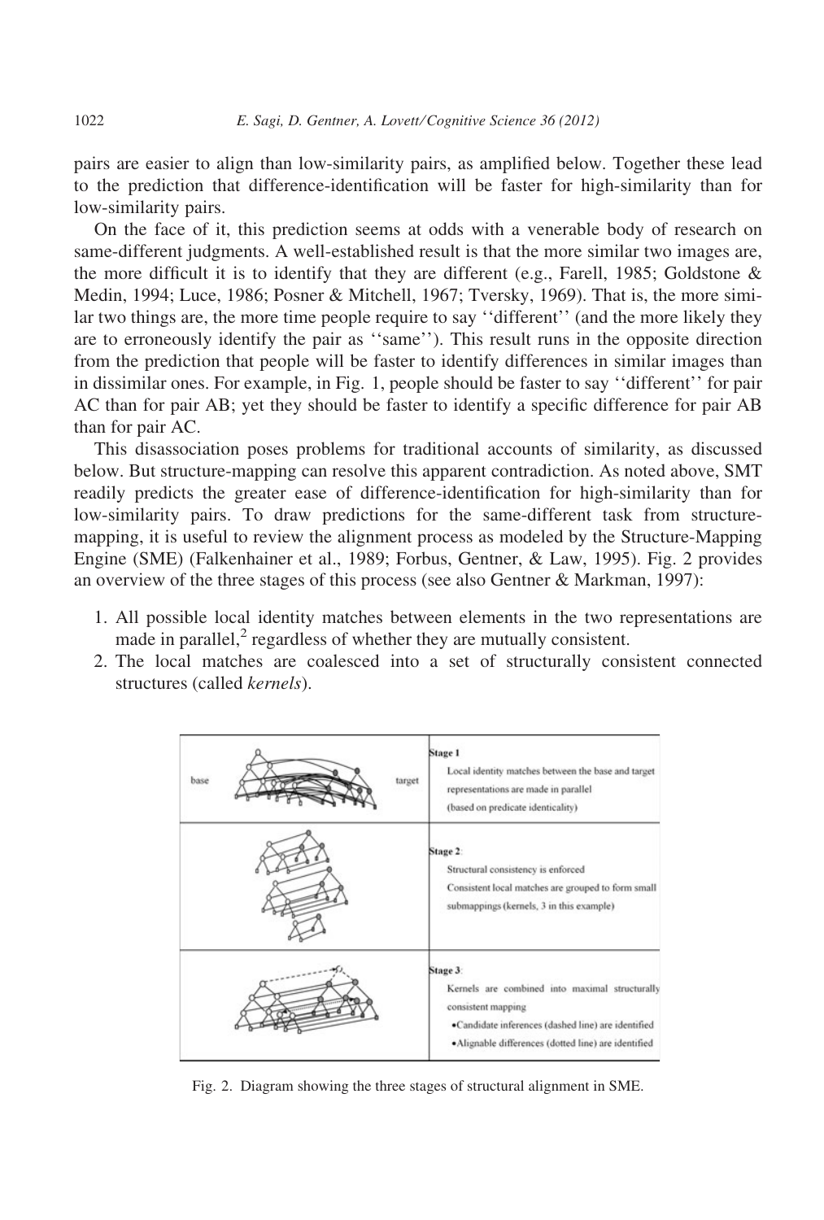pairs are easier to align than low-similarity pairs, as amplified below. Together these lead to the prediction that difference-identification will be faster for high-similarity than for low-similarity pairs.

On the face of it, this prediction seems at odds with a venerable body of research on same-different judgments. A well-established result is that the more similar two images are, the more difficult it is to identify that they are different (e.g., Farell, 1985; Goldstone & Medin, 1994; Luce, 1986; Posner & Mitchell, 1967; Tversky, 1969). That is, the more similar two things are, the more time people require to say ''different'' (and the more likely they are to erroneously identify the pair as ''same''). This result runs in the opposite direction from the prediction that people will be faster to identify differences in similar images than in dissimilar ones. For example, in Fig. 1, people should be faster to say ''different'' for pair AC than for pair AB; yet they should be faster to identify a specific difference for pair AB than for pair AC.

This disassociation poses problems for traditional accounts of similarity, as discussed below. But structure-mapping can resolve this apparent contradiction. As noted above, SMT readily predicts the greater ease of difference-identification for high-similarity than for low-similarity pairs. To draw predictions for the same-different task from structure-mapping, it is useful to review the alignment process as modeled by the Structure-Mapping Engine (SME) (Falkenhainer et al., 1989; Forbus, Gentner, & Law, 1995). Fig. 2 provides an overview of the three stages of this process (see also Gentner & Markman, 1997):

1. All possible local identity matches between elements in the two representations are made in parallel,[2] regardless of whether they are mutually consistent.
2. The local matches are coalesced into a set of structurally consistent connected structures (called *kernels*).

base

target

Stage 1

Local identity matches between the base and target representations are made in parallel

(based on predicate identicality)

Stage 2:

Structural consistency is enforced

Consistent local matches are grouped to form small submappings (kernels, 3 in this example)

Stage 3:

Kernels are combined into maximal structurally consistent mapping

•Candidate inferences (dashed line) are identified

•Alignable differences (dotted line) are identified

Fig. 2. Diagram showing the three stages of structural alignment in SME.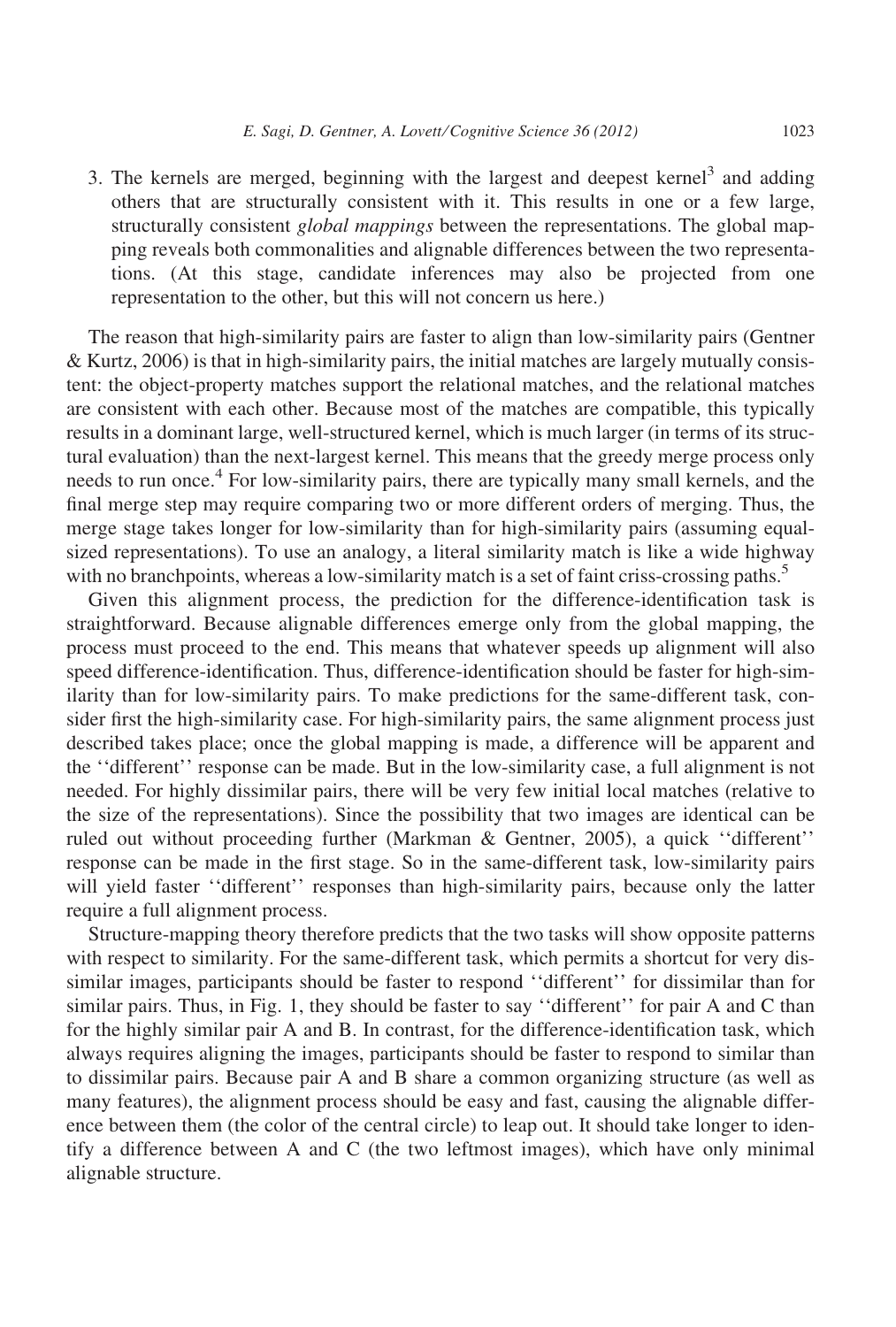3. The kernels are merged, beginning with the largest and deepest kernel[3] and adding others that are structurally consistent with it. This results in one or a few large, structurally consistent *global mappings* between the representations. The global mapping reveals both commonalities and alignable differences between the two representations. (At this stage, candidate inferences may also be projected from one representation to the other, but this will not concern us here.)

The reason that high-similarity pairs are faster to align than low-similarity pairs (Gentner & Kurtz, 2006) is that in high-similarity pairs, the initial matches are largely mutually consistent: the object-property matches support the relational matches, and the relational matches are consistent with each other. Because most of the matches are compatible, this typically results in a dominant large, well-structured kernel, which is much larger (in terms of its structural evaluation) than the next-largest kernel. This means that the greedy merge process only needs to run once.[4] For low-similarity pairs, there are typically many small kernels, and the final merge step may require comparing two or more different orders of merging. Thus, the merge stage takes longer for low-similarity than for high-similarity pairs (assuming equal-sized representations). To use an analogy, a literal similarity match is like a wide highway with no branchpoints, whereas a low-similarity match is a set of faint criss-crossing paths.[5]

Given this alignment process, the prediction for the difference-identification task is straightforward. Because alignable differences emerge only from the global mapping, the process must proceed to the end. This means that whatever speeds up alignment will also speed difference-identification. Thus, difference-identification should be faster for high-similarity than for low-similarity pairs. To make predictions for the same-different task, consider first the high-similarity case. For high-similarity pairs, the same alignment process just described takes place; once the global mapping is made, a difference will be apparent and the ''different'' response can be made. But in the low-similarity case, a full alignment is not needed. For highly dissimilar pairs, there will be very few initial local matches (relative to the size of the representations). Since the possibility that two images are identical can be ruled out without proceeding further (Markman & Gentner, 2005), a quick ''different'' response can be made in the first stage. So in the same-different task, low-similarity pairs will yield faster ''different'' responses than high-similarity pairs, because only the latter require a full alignment process.

Structure-mapping theory therefore predicts that the two tasks will show opposite patterns with respect to similarity. For the same-different task, which permits a shortcut for very dissimilar images, participants should be faster to respond ''different'' for dissimilar than for similar pairs. Thus, in Fig. 1, they should be faster to say ''different'' for pair A and C than for the highly similar pair A and B. In contrast, for the difference-identification task, which always requires aligning the images, participants should be faster to respond to similar than to dissimilar pairs. Because pair A and B share a common organizing structure (as well as many features), the alignment process should be easy and fast, causing the alignable difference between them (the color of the central circle) to leap out. It should take longer to identify a difference between A and C (the two leftmost images), which have only minimal alignable structure.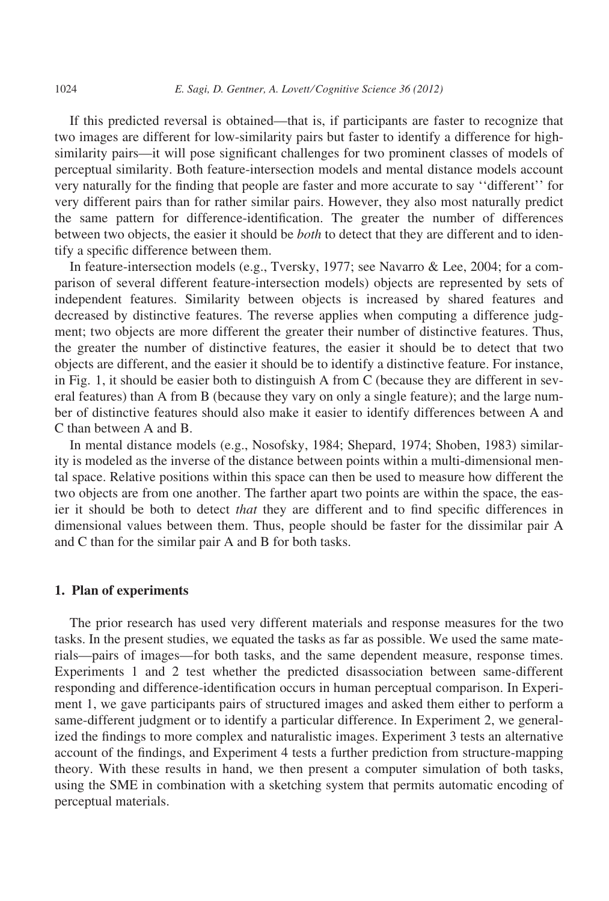If this predicted reversal is obtained—that is, if participants are faster to recognize that two images are different for low-similarity pairs but faster to identify a difference for high-similarity pairs—it will pose significant challenges for two prominent classes of models of perceptual similarity. Both feature-intersection models and mental distance models account very naturally for the finding that people are faster and more accurate to say ''different'' for very different pairs than for rather similar pairs. However, they also most naturally predict the same pattern for difference-identification. The greater the number of differences between two objects, the easier it should be *both* to detect that they are different and to identify a specific difference between them.

In feature-intersection models (e.g., Tversky, 1977; see Navarro & Lee, 2004; for a comparison of several different feature-intersection models) objects are represented by sets of independent features. Similarity between objects is increased by shared features and decreased by distinctive features. The reverse applies when computing a difference judgment; two objects are more different the greater their number of distinctive features. Thus, the greater the number of distinctive features, the easier it should be to detect that two objects are different, and the easier it should be to identify a distinctive feature. For instance, in Fig. 1, it should be easier both to distinguish A from C (because they are different in several features) than A from B (because they vary on only a single feature); and the large number of distinctive features should also make it easier to identify differences between A and C than between A and B.

In mental distance models (e.g., Nosofsky, 1984; Shepard, 1974; Shoben, 1983) similarity is modeled as the inverse of the distance between points within a multi-dimensional mental space. Relative positions within this space can then be used to measure how different the two objects are from one another. The farther apart two points are within the space, the easier it should be both to detect *that* they are different and to find specific differences in dimensional values between them. Thus, people should be faster for the dissimilar pair A and C than for the similar pair A and B for both tasks.

## 1. Plan of experiments

The prior research has used very different materials and response measures for the two tasks. In the present studies, we equated the tasks as far as possible. We used the same materials—pairs of images—for both tasks, and the same dependent measure, response times. Experiments 1 and 2 test whether the predicted disassociation between same-different responding and difference-identification occurs in human perceptual comparison. In Experiment 1, we gave participants pairs of structured images and asked them either to perform a same-different judgment or to identify a particular difference. In Experiment 2, we generalized the findings to more complex and naturalistic images. Experiment 3 tests an alternative account of the findings, and Experiment 4 tests a further prediction from structure-mapping theory. With these results in hand, we then present a computer simulation of both tasks, using the SME in combination with a sketching system that permits automatic encoding of perceptual materials.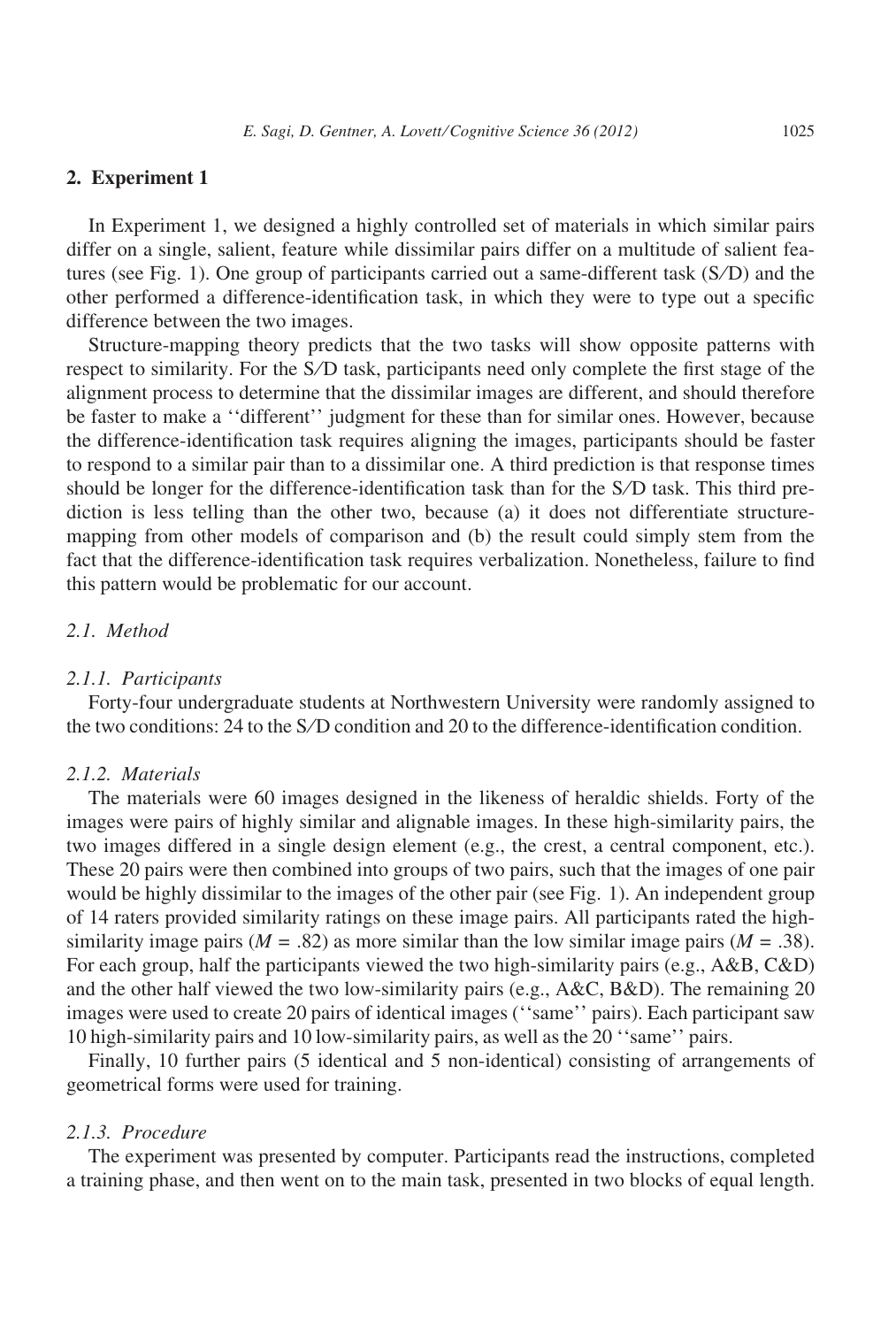## 2. Experiment 1

In Experiment 1, we designed a highly controlled set of materials in which similar pairs differ on a single, salient, feature while dissimilar pairs differ on a multitude of salient features (see Fig. 1). One group of participants carried out a same-different task (S/D) and the other performed a difference-identification task, in which they were to type out a specific difference between the two images.

Structure-mapping theory predicts that the two tasks will show opposite patterns with respect to similarity. For the S/D task, participants need only complete the first stage of the alignment process to determine that the dissimilar images are different, and should therefore be faster to make a ''different'' judgment for these than for similar ones. However, because the difference-identification task requires aligning the images, participants should be faster to respond to a similar pair than to a dissimilar one. A third prediction is that response times should be longer for the difference-identification task than for the S/D task. This third prediction is less telling than the other two, because (a) it does not differentiate structure-mapping from other models of comparison and (b) the result could simply stem from the fact that the difference-identification task requires verbalization. Nonetheless, failure to find this pattern would be problematic for our account.

### 2.1. Method

#### 2.1.1. Participants

Forty-four undergraduate students at Northwestern University were randomly assigned to the two conditions: 24 to the S/D condition and 20 to the difference-identification condition.

#### 2.1.2. Materials

The materials were 60 images designed in the likeness of heraldic shields. Forty of the images were pairs of highly similar and alignable images. In these high-similarity pairs, the two images differed in a single design element (e.g., the crest, a central component, etc.). These 20 pairs were then combined into groups of two pairs, such that the images of one pair would be highly dissimilar to the images of the other pair (see Fig. 1). An independent group of 14 raters provided similarity ratings on these image pairs. All participants rated the high-similarity image pairs ($M$ = .82) as more similar than the low similar image pairs ($M$ = .38). For each group, half the participants viewed the two high-similarity pairs (e.g., A&B, C&D) and the other half viewed the two low-similarity pairs (e.g., A&C, B&D). The remaining 20 images were used to create 20 pairs of identical images (''same'' pairs). Each participant saw 10 high-similarity pairs and 10 low-similarity pairs, as well as the 20 ''same'' pairs.

Finally, 10 further pairs (5 identical and 5 non-identical) consisting of arrangements of geometrical forms were used for training.

#### 2.1.3. Procedure

The experiment was presented by computer. Participants read the instructions, completed a training phase, and then went on to the main task, presented in two blocks of equal length.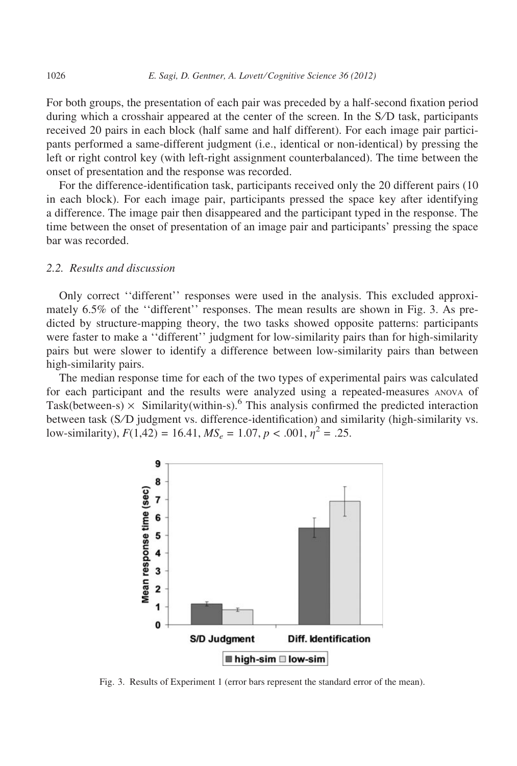For both groups, the presentation of each pair was preceded by a half-second fixation period during which a crosshair appeared at the center of the screen. In the S/D task, participants received 20 pairs in each block (half same and half different). For each image pair participants performed a same-different judgment (i.e., identical or non-identical) by pressing the left or right control key (with left-right assignment counterbalanced). The time between the onset of presentation and the response was recorded.

For the difference-identification task, participants received only the 20 different pairs (10 in each block). For each image pair, participants pressed the space key after identifying a difference. The image pair then disappeared and the participant typed in the response. The time between the onset of presentation of an image pair and participants' pressing the space bar was recorded.

### 2.2. Results and discussion

Only correct ''different'' responses were used in the analysis. This excluded approximately 6.5% of the ''different'' responses. The mean results are shown in Fig. 3. As predicted by structure-mapping theory, the two tasks showed opposite patterns: participants were faster to make a ''different'' judgment for low-similarity pairs than for high-similarity pairs but were slower to identify a difference between low-similarity pairs than between high-similarity pairs.

The median response time for each of the two types of experimental pairs was calculated for each participant and the results were analyzed using a repeated-measures ANOVA of Task(between-s) × Similarity(within-s).[6] This analysis confirmed the predicted interaction between task (S/D judgment vs. difference-identification) and similarity (high-similarity vs. low-similarity), $F(1,42) = 16.41$, $MS_e = 1.07$, $p < .001$, $\eta^2 = .25$.

Mean response time (sec)

9
8
7
6
5
4
3
2
1
0

S/D Judgment

Diff. Identification

high-sim
low-sim

Fig. 3. Results of Experiment 1 (error bars represent the standard error of the mean).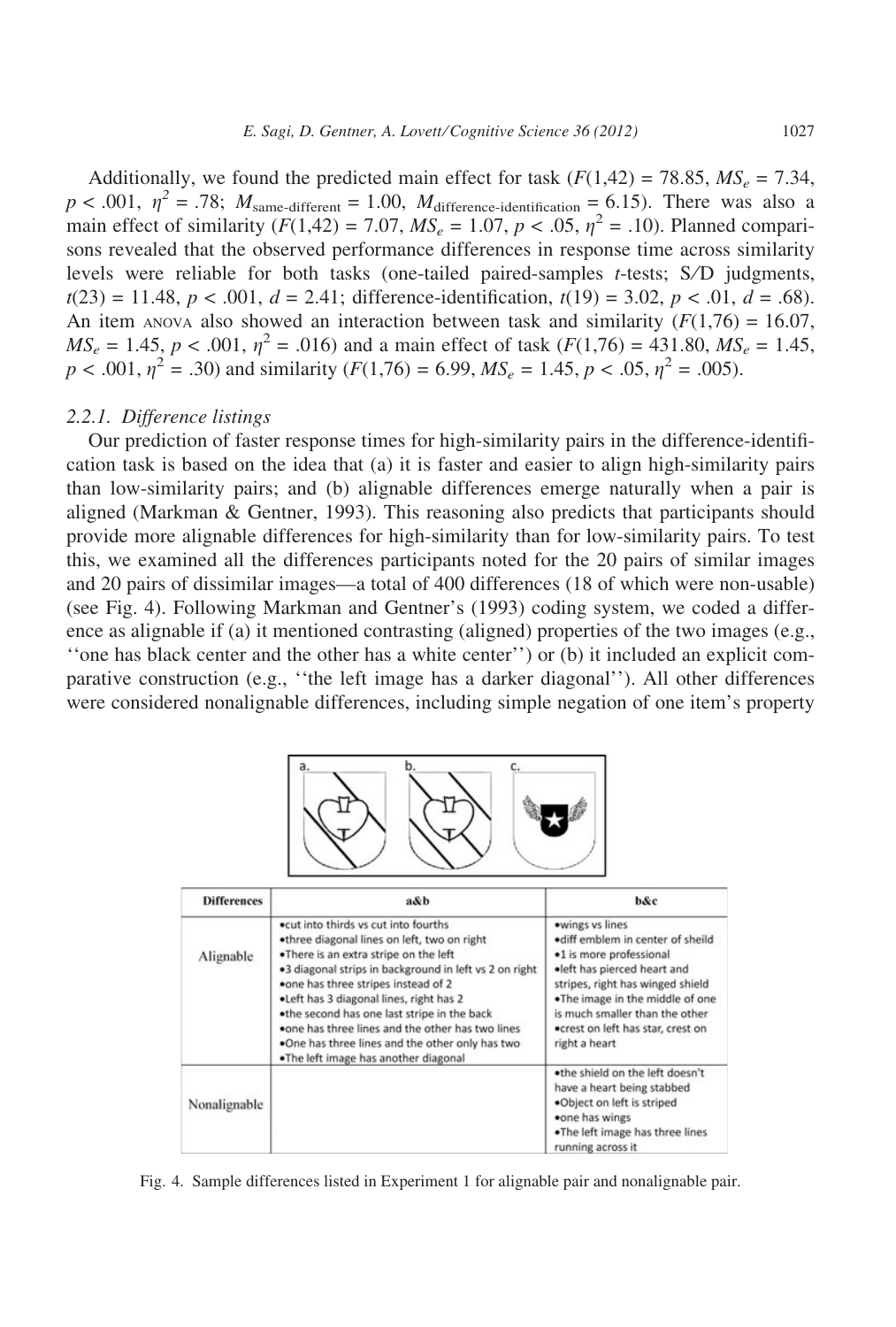Additionally, we found the predicted main effect for task ($F(1,42) = 78.85$, $MS_e = 7.34$, $p < .001$, $\eta^2 = .78$; $M_{\text{same-different}} = 1.00$, $M_{\text{difference-identification}} = 6.15$). There was also a main effect of similarity ($F(1,42) = 7.07$, $MS_e = 1.07$, $p < .05$, $\eta^2 = .10$). Planned comparisons revealed that the observed performance differences in response time across similarity levels were reliable for both tasks (one-tailed paired-samples *t*-tests; S/D judgments, $t(23) = 11.48$, $p < .001$, $d = 2.41$; difference-identification, $t(19) = 3.02$, $p < .01$, $d = .68$). An item ANOVA also showed an interaction between task and similarity ($F(1,76) = 16.07$, $MS_e = 1.45$, $p < .001$, $\eta^2 = .016$) and a main effect of task ($F(1,76) = 431.80$, $MS_e = 1.45$, $p < .001$, $\eta^2 = .30$) and similarity ($F(1,76) = 6.99$, $MS_e = 1.45$, $p < .05$, $\eta^2 = .005$).

### 2.2.1. Difference listings

Our prediction of faster response times for high-similarity pairs in the difference-identification task is based on the idea that (a) it is faster and easier to align high-similarity pairs than low-similarity pairs; and (b) alignable differences emerge naturally when a pair is aligned (Markman & Gentner, 1993). This reasoning also predicts that participants should provide more alignable differences for high-similarity than for low-similarity pairs. To test this, we examined all the differences participants noted for the 20 pairs of similar images and 20 pairs of dissimilar images—a total of 400 differences (18 of which were non-usable) (see Fig. 4). Following Markman and Gentner's (1993) coding system, we coded a difference as alignable if (a) it mentioned contrasting (aligned) properties of the two images (e.g., ''one has black center and the other has a white center'') or (b) it included an explicit comparative construction (e.g., ''the left image has a darker diagonal''). All other differences were considered nonalignable differences, including simple negation of one item's property

a. b. c.

| Differences | a&b | b&c |
| --- | --- | --- |
| Alignable | •cut into thirds vs cut into fourths<br>•three diagonal lines on left, two on right<br>•There is an extra stripe on the left<br>•3 diagonal strips in background in left vs 2 on right<br>•one has three stripes instead of 2<br>•Left has 3 diagonal lines, right has 2<br>•the second has one last stripe in the back<br>•one has three lines and the other has two lines<br>•One has three lines and the other only has two<br>•The left image has another diagonal | •wings vs lines<br>•diff emblem in center of sheild<br>•1 is more professional<br>•left has pierced heart and stripes, right has winged shield<br>•The image in the middle of one is much smaller than the other<br>•crest on left has star, crest on right a heart |
| Nonalignable | | •the shield on the left doesn't have a heart being stabbed<br>•Object on left is striped<br>•one has wings<br>•The left image has three lines running across it |

Fig. 4. Sample differences listed in Experiment 1 for alignable pair and nonalignable pair.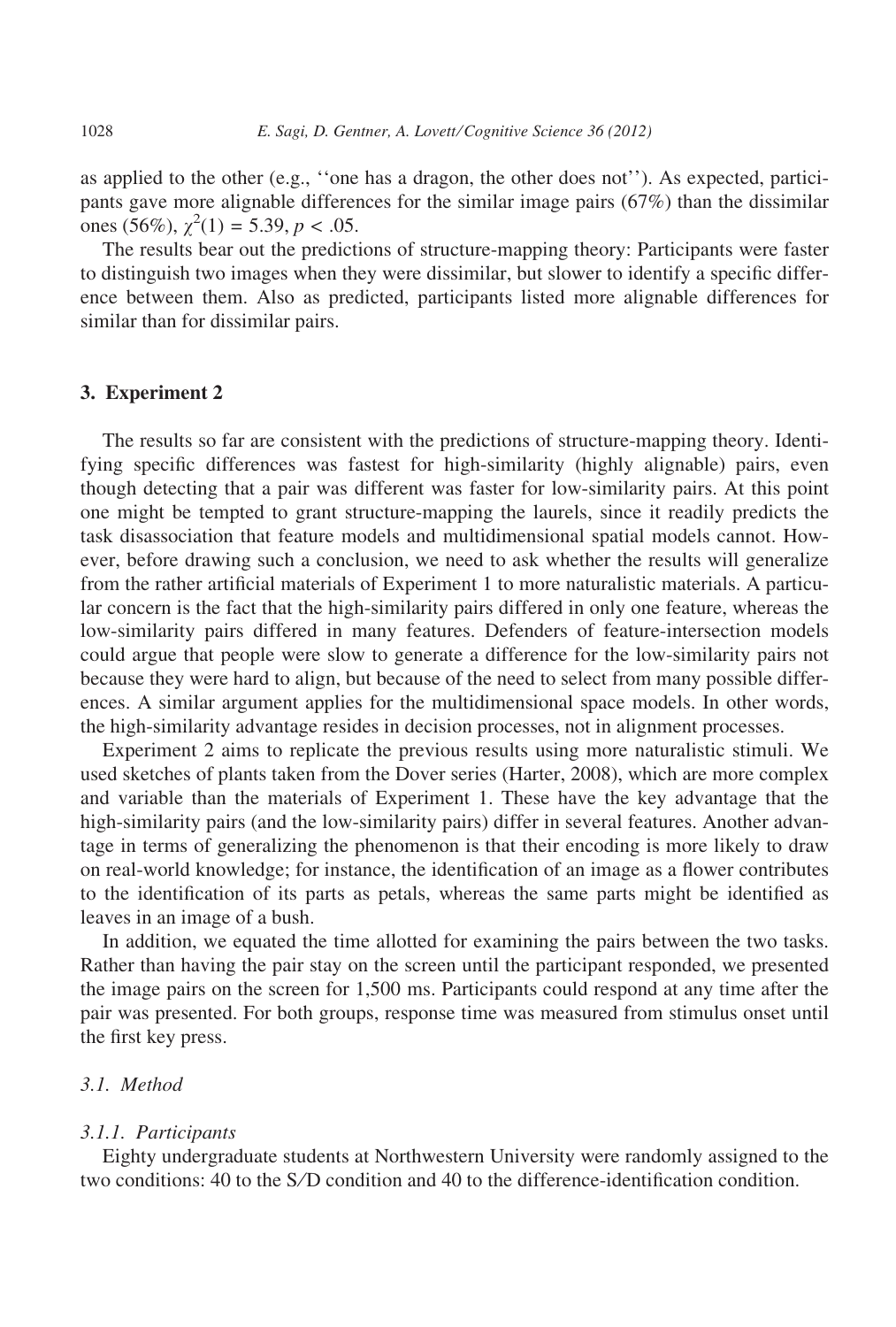as applied to the other (e.g., ''one has a dragon, the other does not''). As expected, participants gave more alignable differences for the similar image pairs (67%) than the dissimilar ones (56%), $\chi^2(1) = 5.39$, $p < .05$.

The results bear out the predictions of structure-mapping theory: Participants were faster to distinguish two images when they were dissimilar, but slower to identify a specific difference between them. Also as predicted, participants listed more alignable differences for similar than for dissimilar pairs.

## 3. Experiment 2

The results so far are consistent with the predictions of structure-mapping theory. Identifying specific differences was fastest for high-similarity (highly alignable) pairs, even though detecting that a pair was different was faster for low-similarity pairs. At this point one might be tempted to grant structure-mapping the laurels, since it readily predicts the task disassociation that feature models and multidimensional spatial models cannot. However, before drawing such a conclusion, we need to ask whether the results will generalize from the rather artificial materials of Experiment 1 to more naturalistic materials. A particular concern is the fact that the high-similarity pairs differed in only one feature, whereas the low-similarity pairs differed in many features. Defenders of feature-intersection models could argue that people were slow to generate a difference for the low-similarity pairs not because they were hard to align, but because of the need to select from many possible differences. A similar argument applies for the multidimensional space models. In other words, the high-similarity advantage resides in decision processes, not in alignment processes.

Experiment 2 aims to replicate the previous results using more naturalistic stimuli. We used sketches of plants taken from the Dover series (Harter, 2008), which are more complex and variable than the materials of Experiment 1. These have the key advantage that the high-similarity pairs (and the low-similarity pairs) differ in several features. Another advantage in terms of generalizing the phenomenon is that their encoding is more likely to draw on real-world knowledge; for instance, the identification of an image as a flower contributes to the identification of its parts as petals, whereas the same parts might be identified as leaves in an image of a bush.

In addition, we equated the time allotted for examining the pairs between the two tasks. Rather than having the pair stay on the screen until the participant responded, we presented the image pairs on the screen for 1,500 ms. Participants could respond at any time after the pair was presented. For both groups, response time was measured from stimulus onset until the first key press.

### 3.1. Method

#### 3.1.1. Participants

Eighty undergraduate students at Northwestern University were randomly assigned to the two conditions: 40 to the S/D condition and 40 to the difference-identification condition.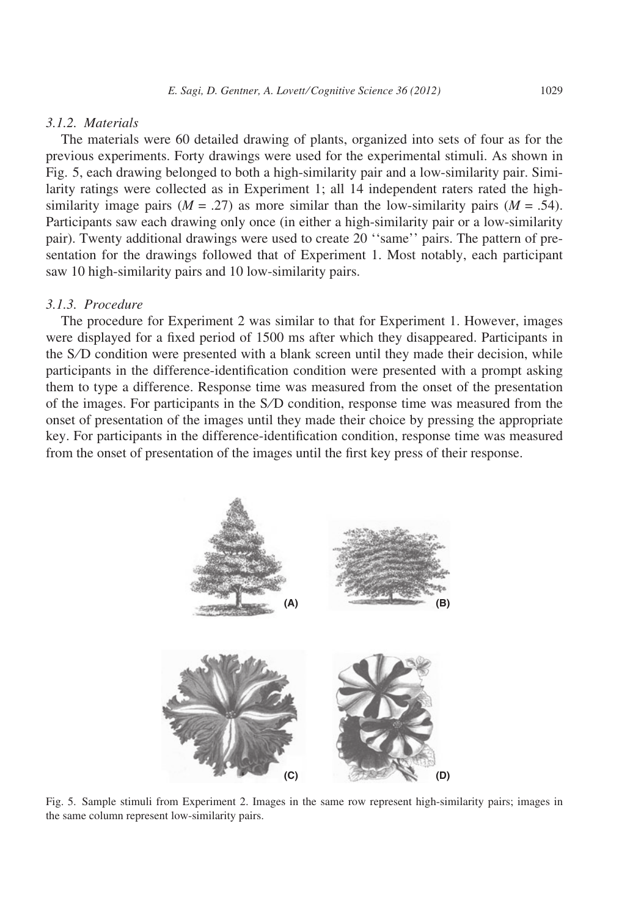### 3.1.2. Materials

The materials were 60 detailed drawing of plants, organized into sets of four as for the previous experiments. Forty drawings were used for the experimental stimuli. As shown in Fig. 5, each drawing belonged to both a high-similarity pair and a low-similarity pair. Similarity ratings were collected as in Experiment 1; all 14 independent raters rated the high-similarity image pairs ($M = .27$) as more similar than the low-similarity pairs ($M = .54$). Participants saw each drawing only once (in either a high-similarity pair or a low-similarity pair). Twenty additional drawings were used to create 20 ''same'' pairs. The pattern of presentation for the drawings followed that of Experiment 1. Most notably, each participant saw 10 high-similarity pairs and 10 low-similarity pairs.

### 3.1.3. Procedure

The procedure for Experiment 2 was similar to that for Experiment 1. However, images were displayed for a fixed period of 1500 ms after which they disappeared. Participants in the S/D condition were presented with a blank screen until they made their decision, while participants in the difference-identification condition were presented with a prompt asking them to type a difference. Response time was measured from the onset of the presentation of the images. For participants in the S/D condition, response time was measured from the onset of presentation of the images until they made their choice by pressing the appropriate key. For participants in the difference-identification condition, response time was measured from the onset of presentation of the images until the first key press of their response.

(A)

(B)

(C)

(D)

Fig. 5. Sample stimuli from Experiment 2. Images in the same row represent high-similarity pairs; images in the same column represent low-similarity pairs.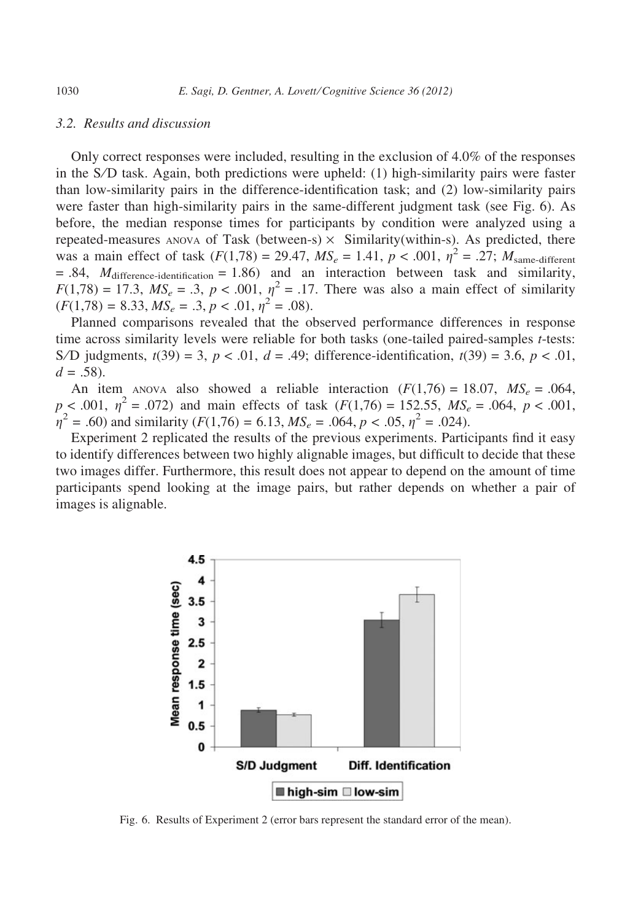### 3.2. Results and discussion

Only correct responses were included, resulting in the exclusion of 4.0% of the responses in the S/D task. Again, both predictions were upheld: (1) high-similarity pairs were faster than low-similarity pairs in the difference-identification task; and (2) low-similarity pairs were faster than high-similarity pairs in the same-different judgment task (see Fig. 6). As before, the median response times for participants by condition were analyzed using a repeated-measures ANOVA of Task (between-s) × Similarity(within-s). As predicted, there was a main effect of task ($F(1,78) = 29.47$, $MS_e = 1.41$, $p < .001$, $\eta^2 = .27$; $M_{\text{same-different}} = .84$, $M_{\text{difference-identification}} = 1.86$) and an interaction between task and similarity, $F(1,78) = 17.3$, $MS_e = .3$, $p < .001$, $\eta^2 = .17$. There was also a main effect of similarity ($F(1,78) = 8.33$, $MS_e = .3$, $p < .01$, $\eta^2 = .08$).

Planned comparisons revealed that the observed performance differences in response time across similarity levels were reliable for both tasks (one-tailed paired-samples *t*-tests: S/D judgments, $t(39) = 3$, $p < .01$, $d = .49$; difference-identification, $t(39) = 3.6$, $p < .01$, $d = .58$).

An item ANOVA also showed a reliable interaction ($F(1,76) = 18.07$, $MS_e = .064$, $p < .001$, $\eta^2 = .072$) and main effects of task ($F(1,76) = 152.55$, $MS_e = .064$, $p < .001$, $\eta^2 = .60$) and similarity ($F(1,76) = 6.13$, $MS_e = .064$, $p < .05$, $\eta^2 = .024$).

Experiment 2 replicated the results of the previous experiments. Participants find it easy to identify differences between two highly alignable images, but difficult to decide that these two images differ. Furthermore, this result does not appear to depend on the amount of time participants spend looking at the image pairs, but rather depends on whether a pair of images is alignable.

Fig. 6. Results of Experiment 2 (error bars represent the standard error of the mean).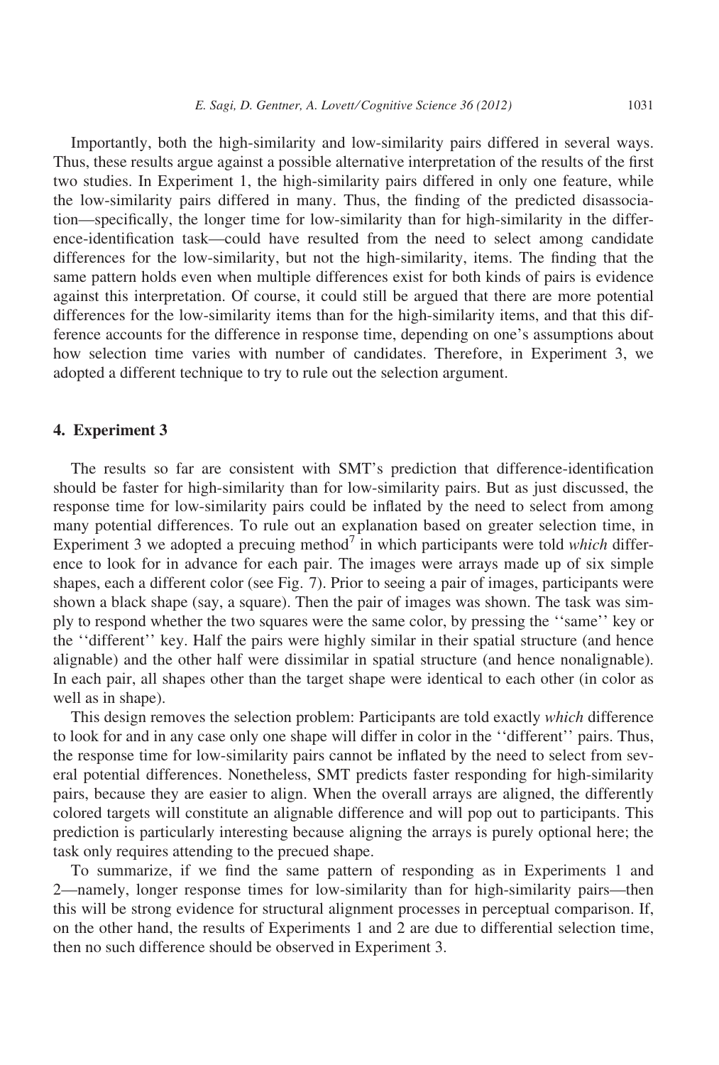Importantly, both the high-similarity and low-similarity pairs differed in several ways. Thus, these results argue against a possible alternative interpretation of the results of the first two studies. In Experiment 1, the high-similarity pairs differed in only one feature, while the low-similarity pairs differed in many. Thus, the finding of the predicted disassociation—specifically, the longer time for low-similarity than for high-similarity in the difference-identification task—could have resulted from the need to select among candidate differences for the low-similarity, but not the high-similarity, items. The finding that the same pattern holds even when multiple differences exist for both kinds of pairs is evidence against this interpretation. Of course, it could still be argued that there are more potential differences for the low-similarity items than for the high-similarity items, and that this difference accounts for the difference in response time, depending on one's assumptions about how selection time varies with number of candidates. Therefore, in Experiment 3, we adopted a different technique to try to rule out the selection argument.

## 4. Experiment 3

The results so far are consistent with SMT's prediction that difference-identification should be faster for high-similarity than for low-similarity pairs. But as just discussed, the response time for low-similarity pairs could be inflated by the need to select from among many potential differences. To rule out an explanation based on greater selection time, in Experiment 3 we adopted a precuing method[7] in which participants were told *which* difference to look for in advance for each pair. The images were arrays made up of six simple shapes, each a different color (see Fig. 7). Prior to seeing a pair of images, participants were shown a black shape (say, a square). Then the pair of images was shown. The task was simply to respond whether the two squares were the same color, by pressing the ''same'' key or the ''different'' key. Half the pairs were highly similar in their spatial structure (and hence alignable) and the other half were dissimilar in spatial structure (and hence nonalignable). In each pair, all shapes other than the target shape were identical to each other (in color as well as in shape).

This design removes the selection problem: Participants are told exactly *which* difference to look for and in any case only one shape will differ in color in the ''different'' pairs. Thus, the response time for low-similarity pairs cannot be inflated by the need to select from several potential differences. Nonetheless, SMT predicts faster responding for high-similarity pairs, because they are easier to align. When the overall arrays are aligned, the differently colored targets will constitute an alignable difference and will pop out to participants. This prediction is particularly interesting because aligning the arrays is purely optional here; the task only requires attending to the precued shape.

To summarize, if we find the same pattern of responding as in Experiments 1 and 2—namely, longer response times for low-similarity than for high-similarity pairs—then this will be strong evidence for structural alignment processes in perceptual comparison. If, on the other hand, the results of Experiments 1 and 2 are due to differential selection time, then no such difference should be observed in Experiment 3.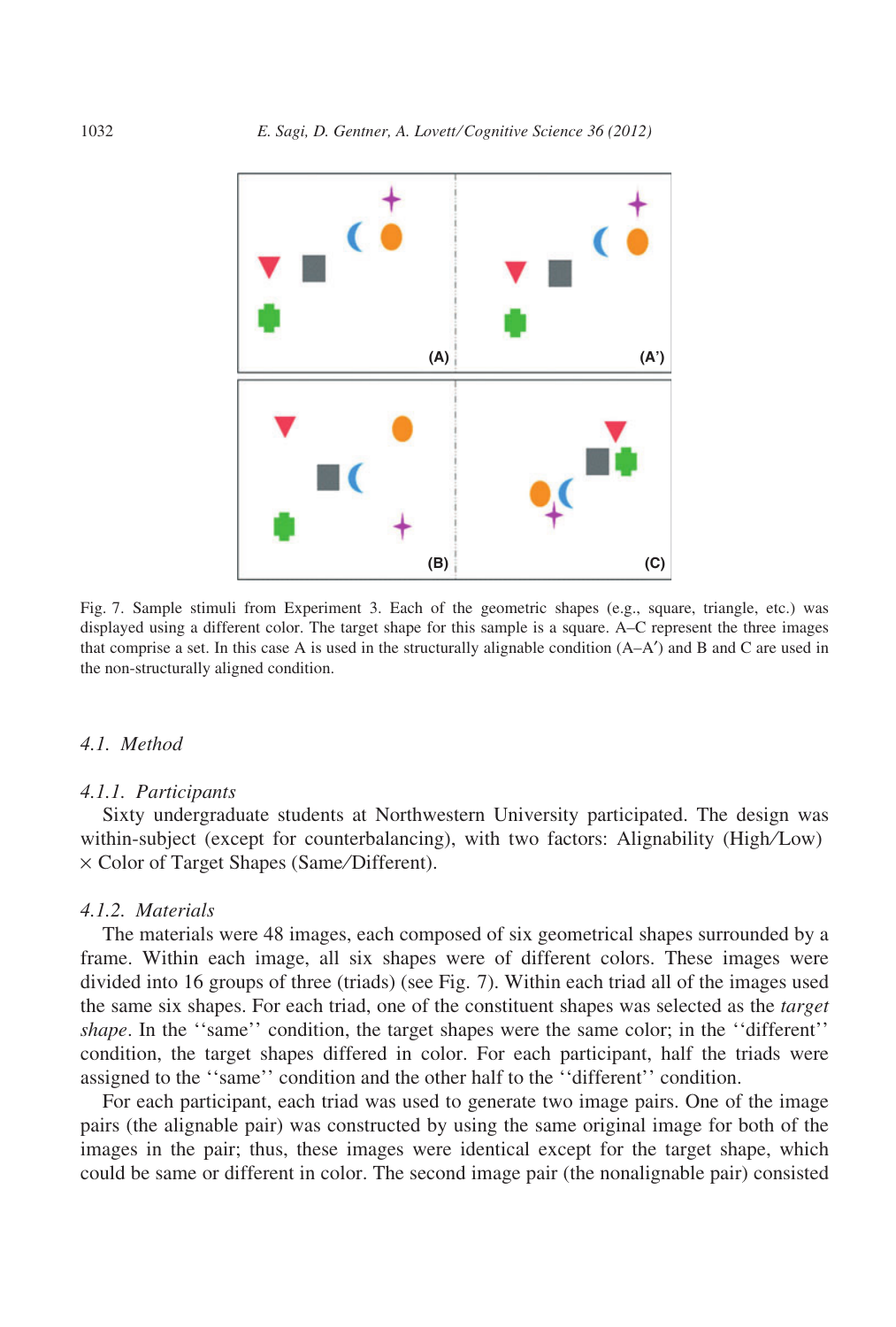(A) (A')

(B) (C)

Fig. 7. Sample stimuli from Experiment 3. Each of the geometric shapes (e.g., square, triangle, etc.) was displayed using a different color. The target shape for this sample is a square. A–C represent the three images that comprise a set. In this case A is used in the structurally alignable condition (A–A′) and B and C are used in the non-structurally aligned condition.

### 4.1. Method

#### 4.1.1. Participants

Sixty undergraduate students at Northwestern University participated. The design was within-subject (except for counterbalancing), with two factors: Alignability (High/Low) × Color of Target Shapes (Same/Different).

#### 4.1.2. Materials

The materials were 48 images, each composed of six geometrical shapes surrounded by a frame. Within each image, all six shapes were of different colors. These images were divided into 16 groups of three (triads) (see Fig. 7). Within each triad all of the images used the same six shapes. For each triad, one of the constituent shapes was selected as the *target shape*. In the ''same'' condition, the target shapes were the same color; in the ''different'' condition, the target shapes differed in color. For each participant, half the triads were assigned to the ''same'' condition and the other half to the ''different'' condition.

For each participant, each triad was used to generate two image pairs. One of the image pairs (the alignable pair) was constructed by using the same original image for both of the images in the pair; thus, these images were identical except for the target shape, which could be same or different in color. The second image pair (the nonalignable pair) consisted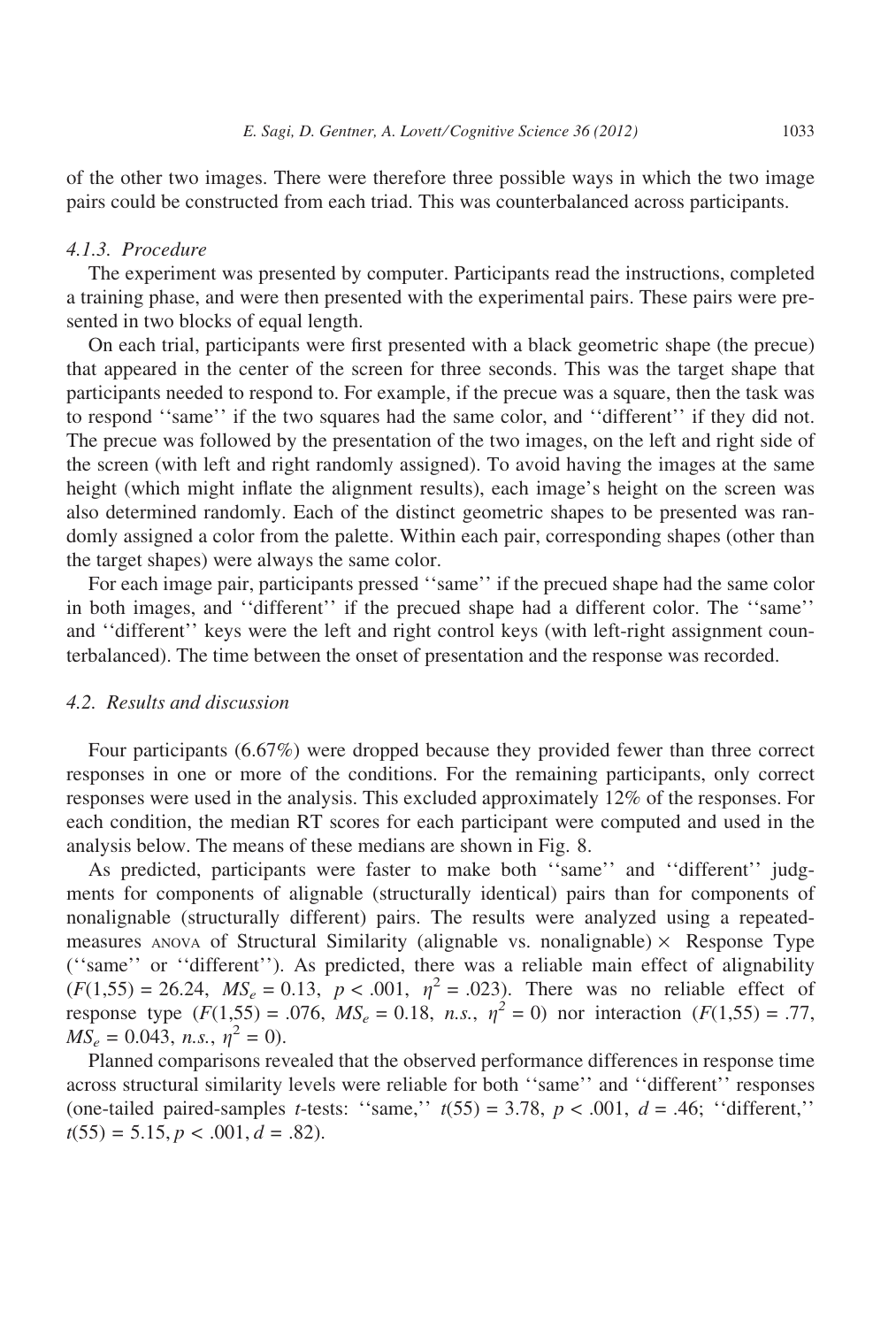of the other two images. There were therefore three possible ways in which the two image pairs could be constructed from each triad. This was counterbalanced across participants.

#### 4.1.3. Procedure

The experiment was presented by computer. Participants read the instructions, completed a training phase, and were then presented with the experimental pairs. These pairs were presented in two blocks of equal length.

On each trial, participants were first presented with a black geometric shape (the precue) that appeared in the center of the screen for three seconds. This was the target shape that participants needed to respond to. For example, if the precue was a square, then the task was to respond ''same'' if the two squares had the same color, and ''different'' if they did not. The precue was followed by the presentation of the two images, on the left and right side of the screen (with left and right randomly assigned). To avoid having the images at the same height (which might inflate the alignment results), each image's height on the screen was also determined randomly. Each of the distinct geometric shapes to be presented was randomly assigned a color from the palette. Within each pair, corresponding shapes (other than the target shapes) were always the same color.

For each image pair, participants pressed ''same'' if the precued shape had the same color in both images, and ''different'' if the precued shape had a different color. The ''same'' and ''different'' keys were the left and right control keys (with left-right assignment counterbalanced). The time between the onset of presentation and the response was recorded.

### 4.2. Results and discussion

Four participants (6.67%) were dropped because they provided fewer than three correct responses in one or more of the conditions. For the remaining participants, only correct responses were used in the analysis. This excluded approximately 12% of the responses. For each condition, the median RT scores for each participant were computed and used in the analysis below. The means of these medians are shown in Fig. 8.

As predicted, participants were faster to make both ''same'' and ''different'' judgments for components of alignable (structurally identical) pairs than for components of nonalignable (structurally different) pairs. The results were analyzed using a repeated-measures ANOVA of Structural Similarity (alignable vs. nonalignable) × Response Type (''same'' or ''different''). As predicted, there was a reliable main effect of alignability ($F(1,55) = 26.24$, $MS_e = 0.13$, $p < .001$, $\eta^2 = .023$). There was no reliable effect of response type ($F(1,55) = .076$, $MS_e = 0.18$, *n.s.*, $\eta^2 = 0$) nor interaction ($F(1,55) = .77$, $MS_e = 0.043$, *n.s.*, $\eta^2 = 0$).

Planned comparisons revealed that the observed performance differences in response time across structural similarity levels were reliable for both ''same'' and ''different'' responses (one-tailed paired-samples *t*-tests: ''same,'' $t(55) = 3.78$, $p < .001$, $d = .46$; ''different,'' $t(55) = 5.15$, $p < .001$, $d = .82$).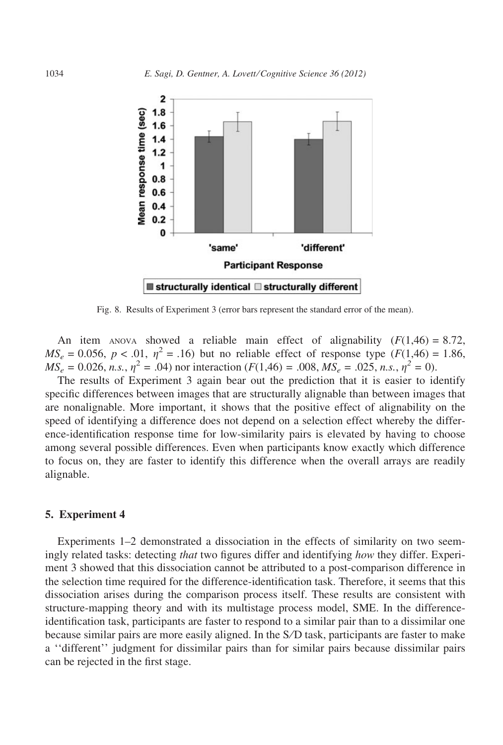2
1.8
1.6
1.4
1.2
1
0.8
0.6
0.4
0.2
0

Mean response time (sec)

'same'

'different'

Participant Response

structurally identical   structurally different

Fig. 8. Results of Experiment 3 (error bars represent the standard error of the mean).

An item ANOVA showed a reliable main effect of alignability ($F(1,46) = 8.72$, $MS_e = 0.056$, $p < .01$, $\eta^2 = .16$) but no reliable effect of response type ($F(1,46) = 1.86$, $MS_e = 0.026$, *n.s.*, $\eta^2 = .04$) nor interaction ($F(1,46) = .008$, $MS_e = .025$, *n.s.*, $\eta^2 = 0$).

The results of Experiment 3 again bear out the prediction that it is easier to identify specific differences between images that are structurally alignable than between images that are nonalignable. More important, it shows that the positive effect of alignability on the speed of identifying a difference does not depend on a selection effect whereby the difference-identification response time for low-similarity pairs is elevated by having to choose among several possible differences. Even when participants know exactly which difference to focus on, they are faster to identify this difference when the overall arrays are readily alignable.

## 5. Experiment 4

Experiments 1–2 demonstrated a dissociation in the effects of similarity on two seemingly related tasks: detecting *that* two figures differ and identifying *how* they differ. Experiment 3 showed that this dissociation cannot be attributed to a post-comparison difference in the selection time required for the difference-identification task. Therefore, it seems that this dissociation arises during the comparison process itself. These results are consistent with structure-mapping theory and with its multistage process model, SME. In the difference-identification task, participants are faster to respond to a similar pair than to a dissimilar one because similar pairs are more easily aligned. In the S/D task, participants are faster to make a ''different'' judgment for dissimilar pairs than for similar pairs because dissimilar pairs can be rejected in the first stage.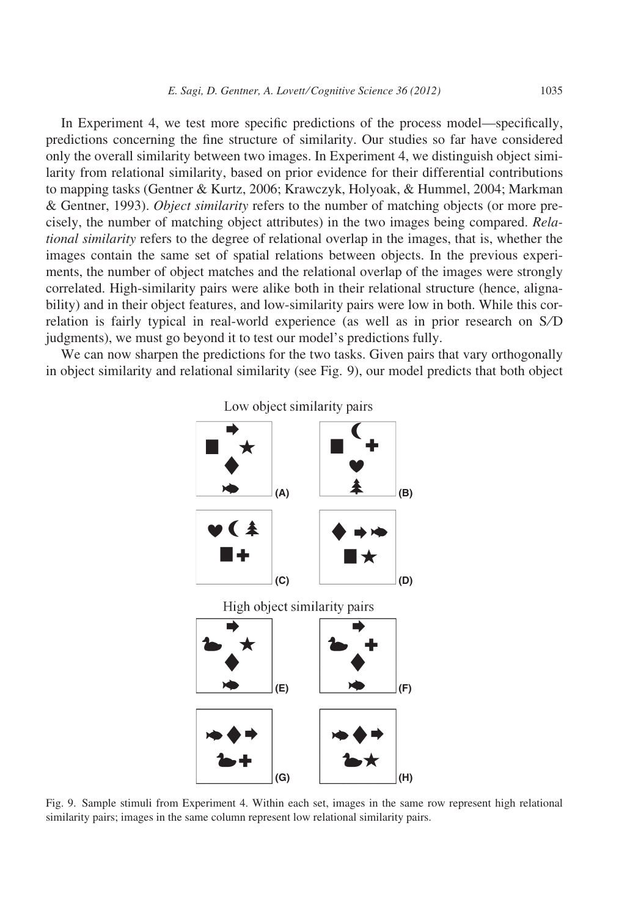In Experiment 4, we test more specific predictions of the process model—specifically, predictions concerning the fine structure of similarity. Our studies so far have considered only the overall similarity between two images. In Experiment 4, we distinguish object similarity from relational similarity, based on prior evidence for their differential contributions to mapping tasks (Gentner & Kurtz, 2006; Krawczyk, Holyoak, & Hummel, 2004; Markman & Gentner, 1993). *Object similarity* refers to the number of matching objects (or more precisely, the number of matching object attributes) in the two images being compared. *Relational similarity* refers to the degree of relational overlap in the images, that is, whether the images contain the same set of spatial relations between objects. In the previous experiments, the number of object matches and the relational overlap of the images were strongly correlated. High-similarity pairs were alike both in their relational structure (hence, alignability) and in their object features, and low-similarity pairs were low in both. While this correlation is fairly typical in real-world experience (as well as in prior research on S/D judgments), we must go beyond it to test our model's predictions fully.

We can now sharpen the predictions for the two tasks. Given pairs that vary orthogonally in object similarity and relational similarity (see Fig. 9), our model predicts that both object

Low object similarity pairs

(A)

(B)

(C)

(D)

High object similarity pairs

(E)

(F)

(G)

(H)

Fig. 9. Sample stimuli from Experiment 4. Within each set, images in the same row represent high relational similarity pairs; images in the same column represent low relational similarity pairs.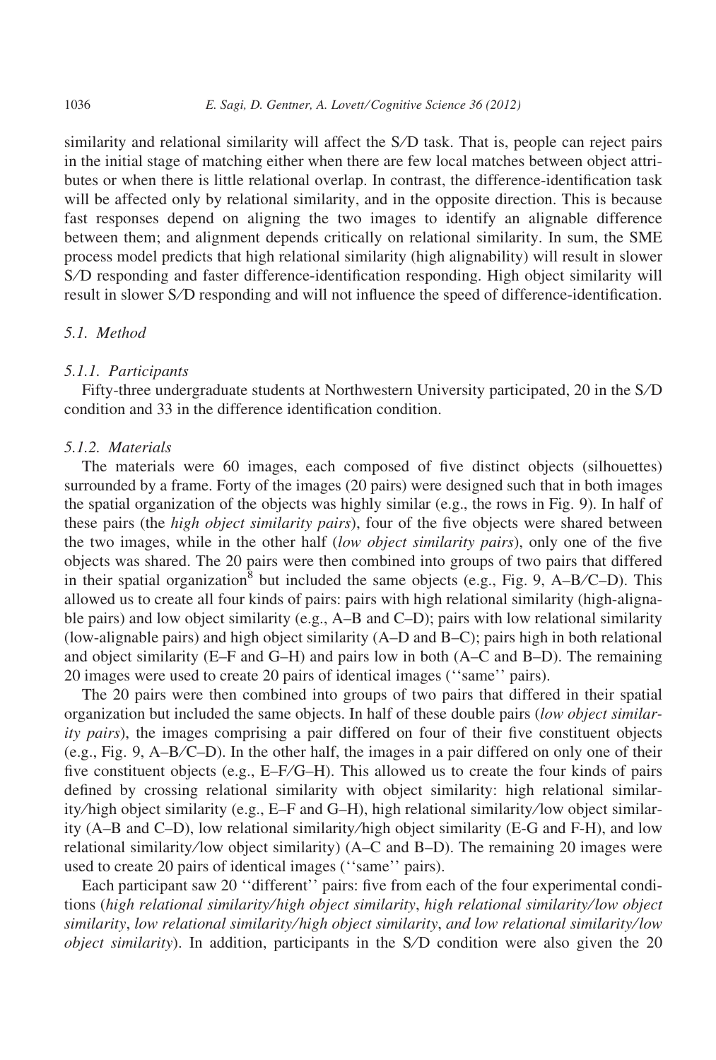similarity and relational similarity will affect the S/D task. That is, people can reject pairs in the initial stage of matching either when there are few local matches between object attributes or when there is little relational overlap. In contrast, the difference-identification task will be affected only by relational similarity, and in the opposite direction. This is because fast responses depend on aligning the two images to identify an alignable difference between them; and alignment depends critically on relational similarity. In sum, the SME process model predicts that high relational similarity (high alignability) will result in slower S/D responding and faster difference-identification responding. High object similarity will result in slower S/D responding and will not influence the speed of difference-identification.

### 5.1. Method

#### 5.1.1. Participants

Fifty-three undergraduate students at Northwestern University participated, 20 in the S/D condition and 33 in the difference identification condition.

#### 5.1.2. Materials

The materials were 60 images, each composed of five distinct objects (silhouettes) surrounded by a frame. Forty of the images (20 pairs) were designed such that in both images the spatial organization of the objects was highly similar (e.g., the rows in Fig. 9). In half of these pairs (the *high object similarity pairs*), four of the five objects were shared between the two images, while in the other half (*low object similarity pairs*), only one of the five objects was shared. The 20 pairs were then combined into groups of two pairs that differed in their spatial organization[8] but included the same objects (e.g., Fig. 9, A–B/C–D). This allowed us to create all four kinds of pairs: pairs with high relational similarity (high-alignable pairs) and low object similarity (e.g., A–B and C–D); pairs with low relational similarity (low-alignable pairs) and high object similarity (A–D and B–C); pairs high in both relational and object similarity (E–F and G–H) and pairs low in both (A–C and B–D). The remaining 20 images were used to create 20 pairs of identical images (''same'' pairs).

The 20 pairs were then combined into groups of two pairs that differed in their spatial organization but included the same objects. In half of these double pairs (*low object similarity pairs*), the images comprising a pair differed on four of their five constituent objects (e.g., Fig. 9, A–B/C–D). In the other half, the images in a pair differed on only one of their five constituent objects (e.g., E–F/G–H). This allowed us to create the four kinds of pairs defined by crossing relational similarity with object similarity: high relational similarity/high object similarity (e.g., E–F and G–H), high relational similarity/low object similarity (A–B and C–D), low relational similarity/high object similarity (E-G and F-H), and low relational similarity/low object similarity) (A–C and B–D). The remaining 20 images were used to create 20 pairs of identical images (''same'' pairs).

Each participant saw 20 ''different'' pairs: five from each of the four experimental conditions (*high relational similarity/high object similarity*, *high relational similarity/low object similarity*, *low relational similarity/high object similarity*, *and low relational similarity/low object similarity*). In addition, participants in the S/D condition were also given the 20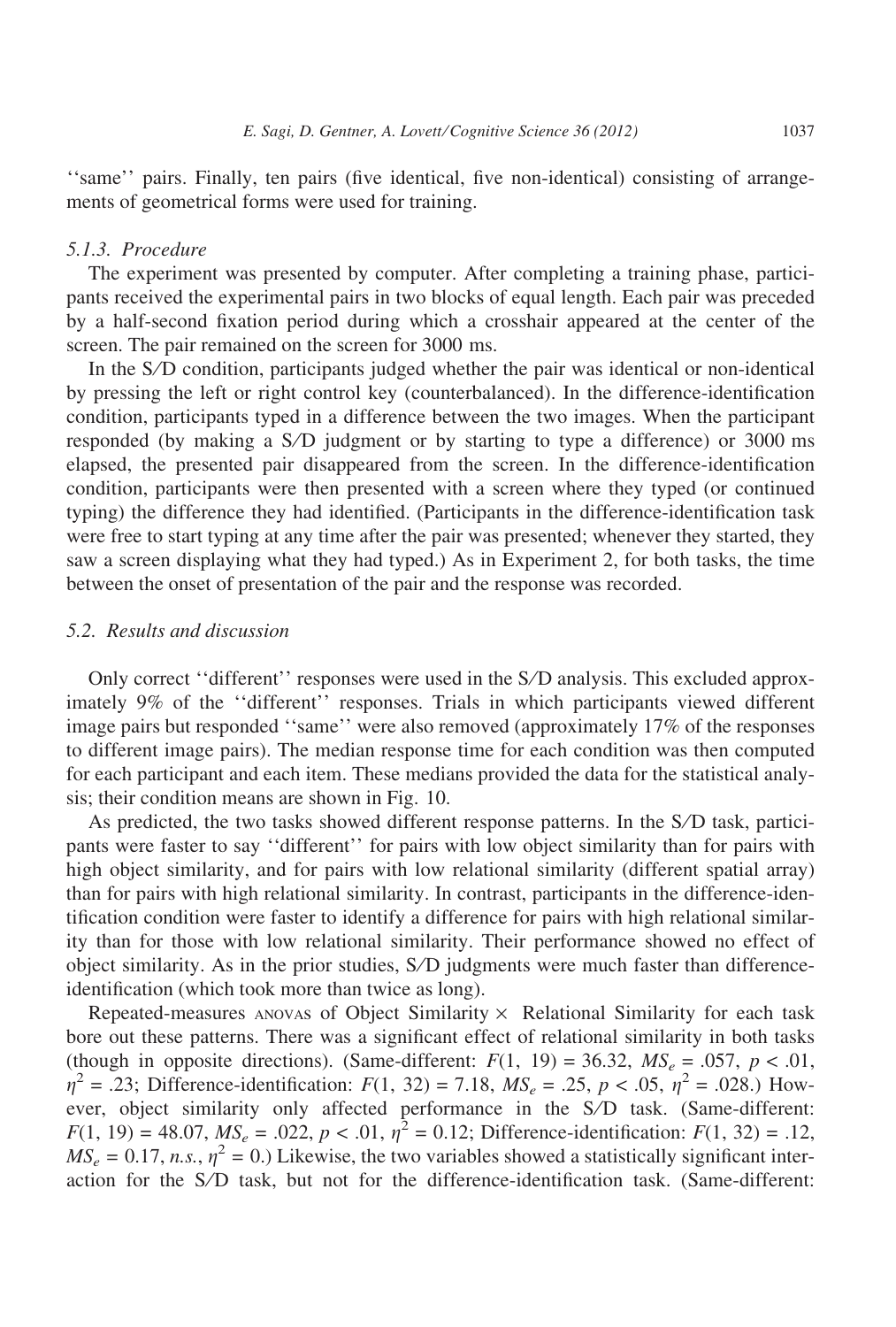''same'' pairs. Finally, ten pairs (five identical, five non-identical) consisting of arrangements of geometrical forms were used for training.

#### 5.1.3. Procedure

The experiment was presented by computer. After completing a training phase, participants received the experimental pairs in two blocks of equal length. Each pair was preceded by a half-second fixation period during which a crosshair appeared at the center of the screen. The pair remained on the screen for 3000 ms.

In the S/D condition, participants judged whether the pair was identical or non-identical by pressing the left or right control key (counterbalanced). In the difference-identification condition, participants typed in a difference between the two images. When the participant responded (by making a S/D judgment or by starting to type a difference) or 3000 ms elapsed, the presented pair disappeared from the screen. In the difference-identification condition, participants were then presented with a screen where they typed (or continued typing) the difference they had identified. (Participants in the difference-identification task were free to start typing at any time after the pair was presented; whenever they started, they saw a screen displaying what they had typed.) As in Experiment 2, for both tasks, the time between the onset of presentation of the pair and the response was recorded.

### 5.2. Results and discussion

Only correct ''different'' responses were used in the S/D analysis. This excluded approximately 9% of the ''different'' responses. Trials in which participants viewed different image pairs but responded ''same'' were also removed (approximately 17% of the responses to different image pairs). The median response time for each condition was then computed for each participant and each item. These medians provided the data for the statistical analysis; their condition means are shown in Fig. 10.

As predicted, the two tasks showed different response patterns. In the S/D task, participants were faster to say ''different'' for pairs with low object similarity than for pairs with high object similarity, and for pairs with low relational similarity (different spatial array) than for pairs with high relational similarity. In contrast, participants in the difference-identification condition were faster to identify a difference for pairs with high relational similarity than for those with low relational similarity. Their performance showed no effect of object similarity. As in the prior studies, S/D judgments were much faster than difference-identification (which took more than twice as long).

Repeated-measures ANOVAS of Object Similarity × Relational Similarity for each task bore out these patterns. There was a significant effect of relational similarity in both tasks (though in opposite directions). (Same-different: $F(1, 19) = 36.32$, $MS_e = .057$, $p < .01$, $\eta^2 = .23$; Difference-identification: $F(1, 32) = 7.18$, $MS_e = .25$, $p < .05$, $\eta^2 = .028$.) However, object similarity only affected performance in the S/D task. (Same-different: $F(1, 19) = 48.07$, $MS_e = .022$, $p < .01$, $\eta^2 = 0.12$; Difference-identification: $F(1, 32) = .12$, $MS_e = 0.17$, *n.s.*, $\eta^2 = 0$.) Likewise, the two variables showed a statistically significant interaction for the S/D task, but not for the difference-identification task. (Same-different: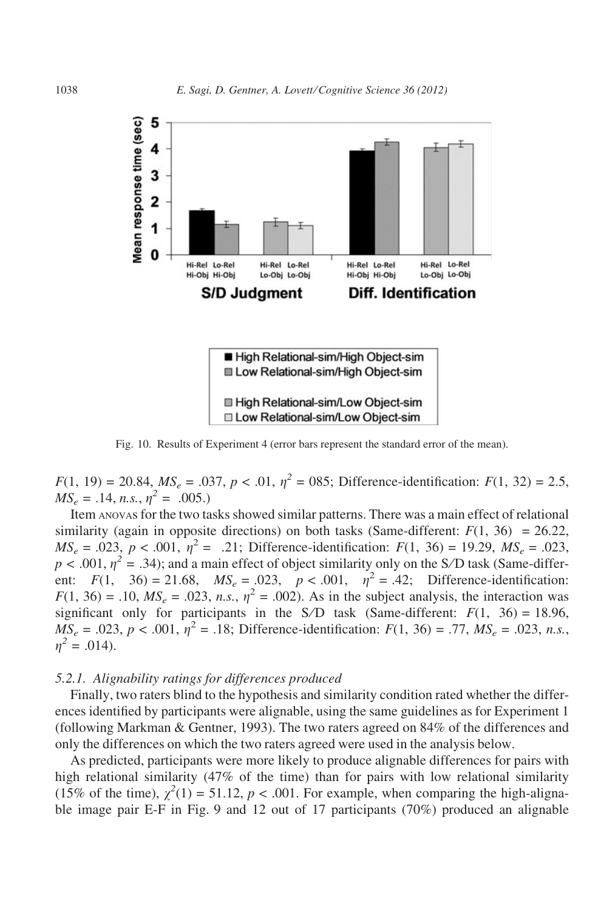Mean response time (sec)

5
4
3
2
1
0

Hi-Rel Hi-Obj
Lo-Rel Hi-Obj
Hi-Rel Lo-Obj
Lo-Rel Lo-Obj
Hi-Rel Hi-Obj
Lo-Rel Hi-Obj
Hi-Rel Lo-Obj
Lo-Rel Lo-Obj

**S/D Judgment** **Diff. Identification**

■ High Relational-sim/High Object-sim
■ Low Relational-sim/High Object-sim

■ High Relational-sim/Low Object-sim
□ Low Relational-sim/Low Object-sim

Fig. 10. Results of Experiment 4 (error bars represent the standard error of the mean).

$F(1, 19) = 20.84$, $MS_e = .037$, $p < .01$, $\eta^2 = 085$; Difference-identification: $F(1, 32) = 2.5$, $MS_e = .14$, *n.s.*, $\eta^2 = .005$.)

Item ANOVAS for the two tasks showed similar patterns. There was a main effect of relational similarity (again in opposite directions) on both tasks (Same-different: $F(1, 36) = 26.22$, $MS_e = .023$, $p < .001$, $\eta^2 = .21$; Difference-identification: $F(1, 36) = 19.29$, $MS_e = .023$, $p < .001$, $\eta^2 = .34$); and a main effect of object similarity only on the S/D task (Same-different: $F(1, 36) = 21.68$, $MS_e = .023$, $p < .001$, $\eta^2 = .42$; Difference-identification: $F(1, 36) = .10$, $MS_e = .023$, *n.s.*, $\eta^2 = .002$). As in the subject analysis, the interaction was significant only for participants in the S/D task (Same-different: $F(1, 36) = 18.96$, $MS_e = .023$, $p < .001$, $\eta^2 = .18$; Difference-identification: $F(1, 36) = .77$, $MS_e = .023$, *n.s.*, $\eta^2 = .014$).

### 5.2.1. Alignability ratings for differences produced

Finally, two raters blind to the hypothesis and similarity condition rated whether the differences identified by participants were alignable, using the same guidelines as for Experiment 1 (following Markman & Gentner, 1993). The two raters agreed on 84% of the differences and only the differences on which the two raters agreed were used in the analysis below.

As predicted, participants were more likely to produce alignable differences for pairs with high relational similarity (47% of the time) than for pairs with low relational similarity (15% of the time), $\chi^2(1) = 51.12$, $p < .001$. For example, when comparing the high-alignable image pair E-F in Fig. 9 and 12 out of 17 participants (70%) produced an alignable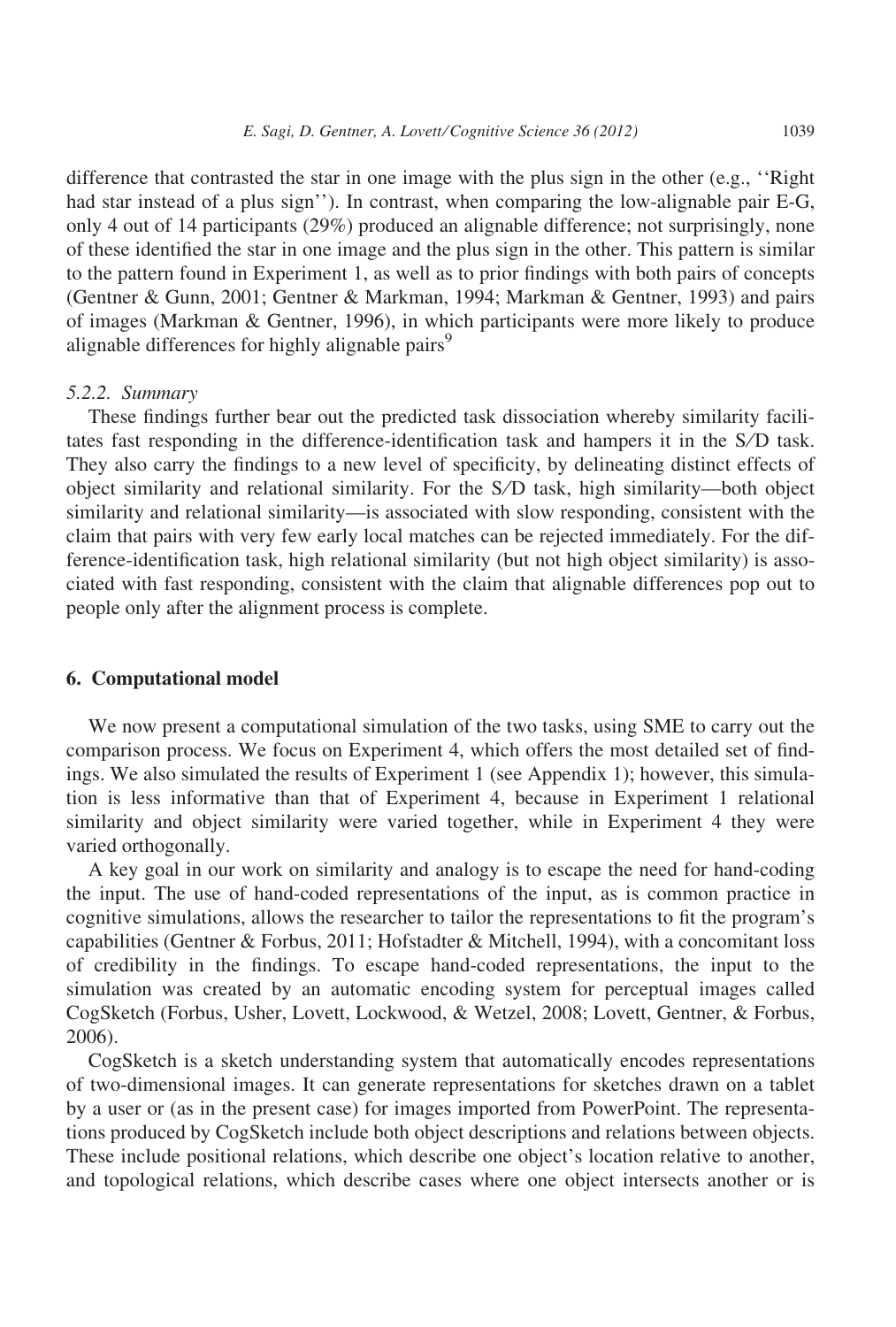difference that contrasted the star in one image with the plus sign in the other (e.g., ''Right had star instead of a plus sign''). In contrast, when comparing the low-alignable pair E-G, only 4 out of 14 participants (29%) produced an alignable difference; not surprisingly, none of these identified the star in one image and the plus sign in the other. This pattern is similar to the pattern found in Experiment 1, as well as to prior findings with both pairs of concepts (Gentner & Gunn, 2001; Gentner & Markman, 1994; Markman & Gentner, 1993) and pairs of images (Markman & Gentner, 1996), in which participants were more likely to produce alignable differences for highly alignable pairs[9]

### 5.2.2. Summary

These findings further bear out the predicted task dissociation whereby similarity facilitates fast responding in the difference-identification task and hampers it in the S/D task. They also carry the findings to a new level of specificity, by delineating distinct effects of object similarity and relational similarity. For the S/D task, high similarity—both object similarity and relational similarity—is associated with slow responding, consistent with the claim that pairs with very few early local matches can be rejected immediately. For the difference-identification task, high relational similarity (but not high object similarity) is associated with fast responding, consistent with the claim that alignable differences pop out to people only after the alignment process is complete.

## 6. Computational model

We now present a computational simulation of the two tasks, using SME to carry out the comparison process. We focus on Experiment 4, which offers the most detailed set of findings. We also simulated the results of Experiment 1 (see Appendix 1); however, this simulation is less informative than that of Experiment 4, because in Experiment 1 relational similarity and object similarity were varied together, while in Experiment 4 they were varied orthogonally.

A key goal in our work on similarity and analogy is to escape the need for hand-coding the input. The use of hand-coded representations of the input, as is common practice in cognitive simulations, allows the researcher to tailor the representations to fit the program's capabilities (Gentner & Forbus, 2011; Hofstadter & Mitchell, 1994), with a concomitant loss of credibility in the findings. To escape hand-coded representations, the input to the simulation was created by an automatic encoding system for perceptual images called CogSketch (Forbus, Usher, Lovett, Lockwood, & Wetzel, 2008; Lovett, Gentner, & Forbus, 2006).

CogSketch is a sketch understanding system that automatically encodes representations of two-dimensional images. It can generate representations for sketches drawn on a tablet by a user or (as in the present case) for images imported from PowerPoint. The representations produced by CogSketch include both object descriptions and relations between objects. These include positional relations, which describe one object's location relative to another, and topological relations, which describe cases where one object intersects another or is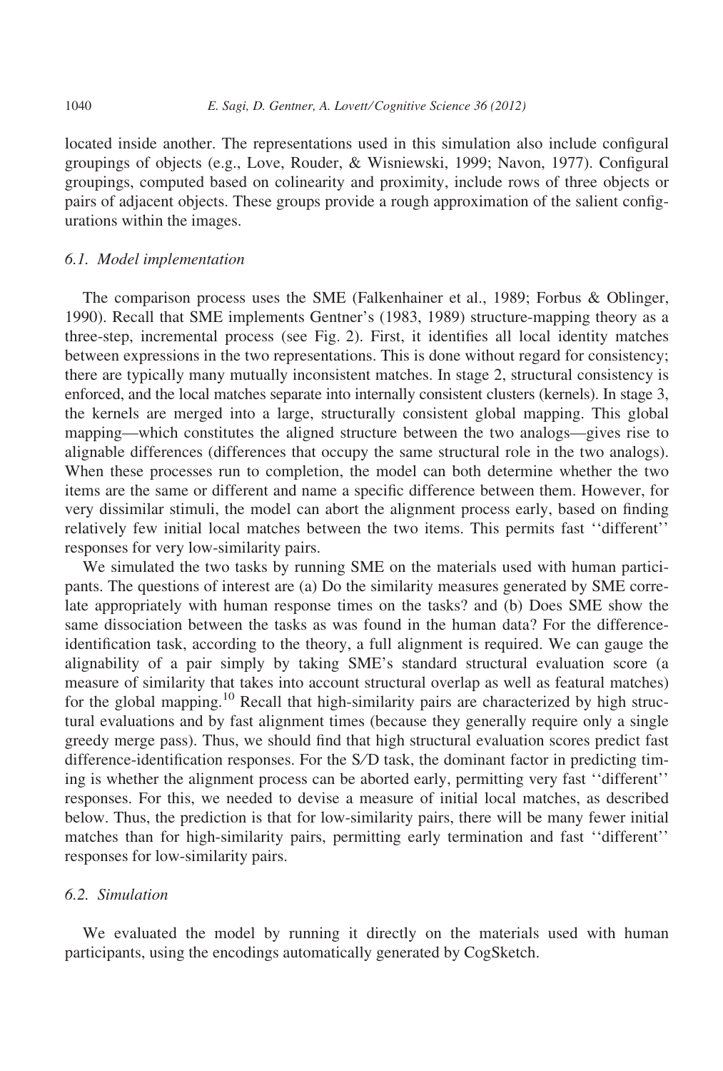located inside another. The representations used in this simulation also include configural groupings of objects (e.g., Love, Rouder, & Wisniewski, 1999; Navon, 1977). Configural groupings, computed based on colinearity and proximity, include rows of three objects or pairs of adjacent objects. These groups provide a rough approximation of the salient configurations within the images.

### 6.1. Model implementation

The comparison process uses the SME (Falkenhainer et al., 1989; Forbus & Oblinger, 1990). Recall that SME implements Gentner's (1983, 1989) structure-mapping theory as a three-step, incremental process (see Fig. 2). First, it identifies all local identity matches between expressions in the two representations. This is done without regard for consistency; there are typically many mutually inconsistent matches. In stage 2, structural consistency is enforced, and the local matches separate into internally consistent clusters (kernels). In stage 3, the kernels are merged into a large, structurally consistent global mapping. This global mapping—which constitutes the aligned structure between the two analogs—gives rise to alignable differences (differences that occupy the same structural role in the two analogs). When these processes run to completion, the model can both determine whether the two items are the same or different and name a specific difference between them. However, for very dissimilar stimuli, the model can abort the alignment process early, based on finding relatively few initial local matches between the two items. This permits fast ''different'' responses for very low-similarity pairs.

We simulated the two tasks by running SME on the materials used with human participants. The questions of interest are (a) Do the similarity measures generated by SME correlate appropriately with human response times on the tasks? and (b) Does SME show the same dissociation between the tasks as was found in the human data? For the difference-identification task, according to the theory, a full alignment is required. We can gauge the alignability of a pair simply by taking SME's standard structural evaluation score (a measure of similarity that takes into account structural overlap as well as featural matches) for the global mapping.[10] Recall that high-similarity pairs are characterized by high structural evaluations and by fast alignment times (because they generally require only a single greedy merge pass). Thus, we should find that high structural evaluation scores predict fast difference-identification responses. For the S/D task, the dominant factor in predicting timing is whether the alignment process can be aborted early, permitting very fast ''different'' responses. For this, we needed to devise a measure of initial local matches, as described below. Thus, the prediction is that for low-similarity pairs, there will be many fewer initial matches than for high-similarity pairs, permitting early termination and fast ''different'' responses for low-similarity pairs.

### 6.2. Simulation

We evaluated the model by running it directly on the materials used with human participants, using the encodings automatically generated by CogSketch.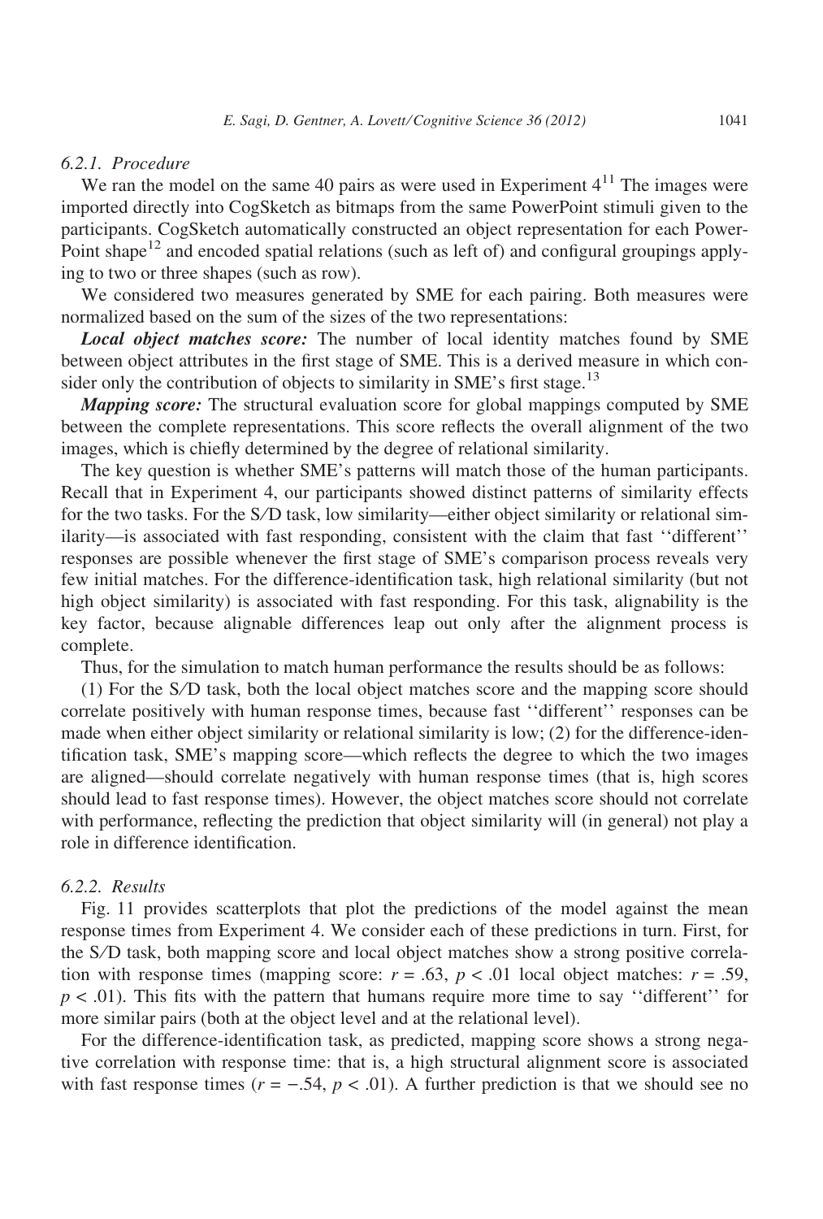#### 6.2.1. Procedure

We ran the model on the same 40 pairs as were used in Experiment 4[11] The images were imported directly into CogSketch as bitmaps from the same PowerPoint stimuli given to the participants. CogSketch automatically constructed an object representation for each PowerPoint shape[12] and encoded spatial relations (such as left of) and configural groupings applying to two or three shapes (such as row).

We considered two measures generated by SME for each pairing. Both measures were normalized based on the sum of the sizes of the two representations:

***Local object matches score:*** The number of local identity matches found by SME between object attributes in the first stage of SME. This is a derived measure in which consider only the contribution of objects to similarity in SME's first stage.[13]

***Mapping score:*** The structural evaluation score for global mappings computed by SME between the complete representations. This score reflects the overall alignment of the two images, which is chiefly determined by the degree of relational similarity.

The key question is whether SME's patterns will match those of the human participants. Recall that in Experiment 4, our participants showed distinct patterns of similarity effects for the two tasks. For the S/D task, low similarity—either object similarity or relational similarity—is associated with fast responding, consistent with the claim that fast ''different'' responses are possible whenever the first stage of SME's comparison process reveals very few initial matches. For the difference-identification task, high relational similarity (but not high object similarity) is associated with fast responding. For this task, alignability is the key factor, because alignable differences leap out only after the alignment process is complete.

Thus, for the simulation to match human performance the results should be as follows:

(1) For the S/D task, both the local object matches score and the mapping score should correlate positively with human response times, because fast ''different'' responses can be made when either object similarity or relational similarity is low; (2) for the difference-identification task, SME's mapping score—which reflects the degree to which the two images are aligned—should correlate negatively with human response times (that is, high scores should lead to fast response times). However, the object matches score should not correlate with performance, reflecting the prediction that object similarity will (in general) not play a role in difference identification.

#### 6.2.2. Results

Fig. 11 provides scatterplots that plot the predictions of the model against the mean response times from Experiment 4. We consider each of these predictions in turn. First, for the S/D task, both mapping score and local object matches show a strong positive correlation with response times (mapping score: $r = .63$, $p < .01$ local object matches: $r = .59$, $p < .01$). This fits with the pattern that humans require more time to say ''different'' for more similar pairs (both at the object level and at the relational level).

For the difference-identification task, as predicted, mapping score shows a strong negative correlation with response time: that is, a high structural alignment score is associated with fast response times ($r = -.54$, $p < .01$). A further prediction is that we should see no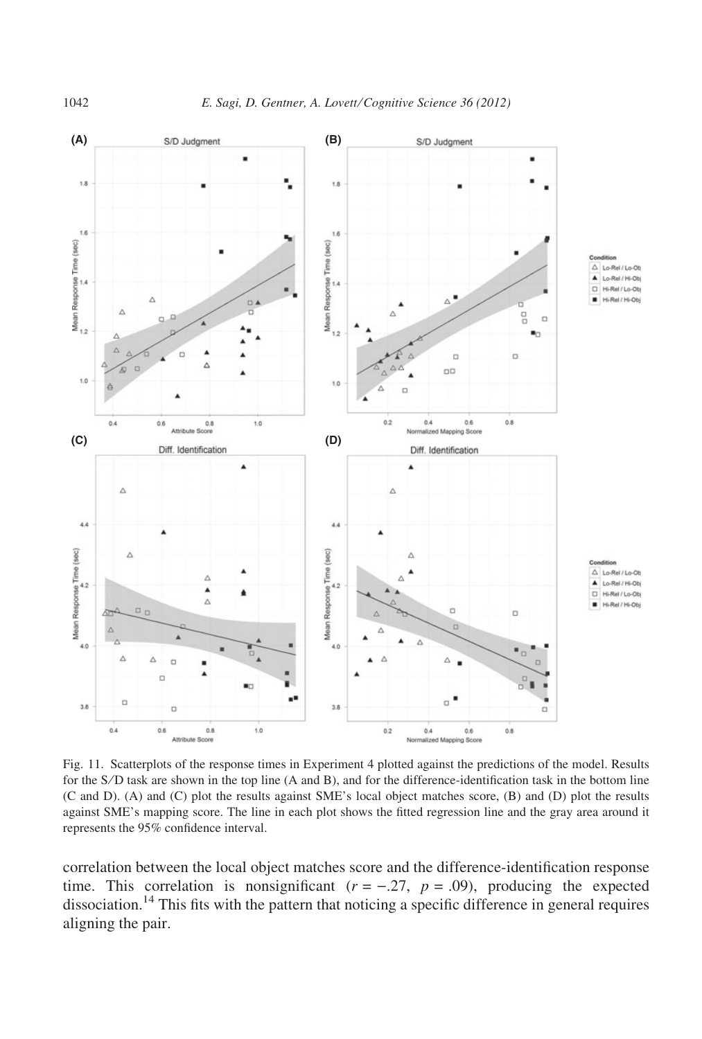(A)

S/D Judgment

Mean Response Time (sec)

1.8
1.6
1.4
1.2
1.0

0.4 0.6 0.8 1.0

Attribute Score

(B)

S/D Judgment

1.8
1.6
1.4
1.2
1.0

0.2 0.4 0.6 0.8

Normalized Mapping Score

Condition
Lo-Rel / Lo-Obj
Lo-Rel / Hi-Obj
Hi-Rel / Lo-Obj
Hi-Rel / Hi-Obj

(C)

Diff. Identification

Mean Response Time (sec)

4.4
4.2
4.0
3.8

0.4 0.6 0.8 1.0

Attribute Score

(D)

Diff. Identification

4.4
4.2
4.0
3.8

0.2 0.4 0.6 0.8

Normalized Mapping Score

Condition
Lo-Rel / Lo-Obj
Lo-Rel / Hi-Obj
Hi-Rel / Lo-Obj
Hi-Rel / Hi-Obj

Fig. 11. Scatterplots of the response times in Experiment 4 plotted against the predictions of the model. Results for the S/D task are shown in the top line (A and B), and for the difference-identification task in the bottom line (C and D). (A) and (C) plot the results against SME's local object matches score, (B) and (D) plot the results against SME's mapping score. The line in each plot shows the fitted regression line and the gray area around it represents the 95% confidence interval.

correlation between the local object matches score and the difference-identification response time. This correlation is nonsignificant ($r = -.27$, $p = .09$), producing the expected dissociation.[14] This fits with the pattern that noticing a specific difference in general requires aligning the pair.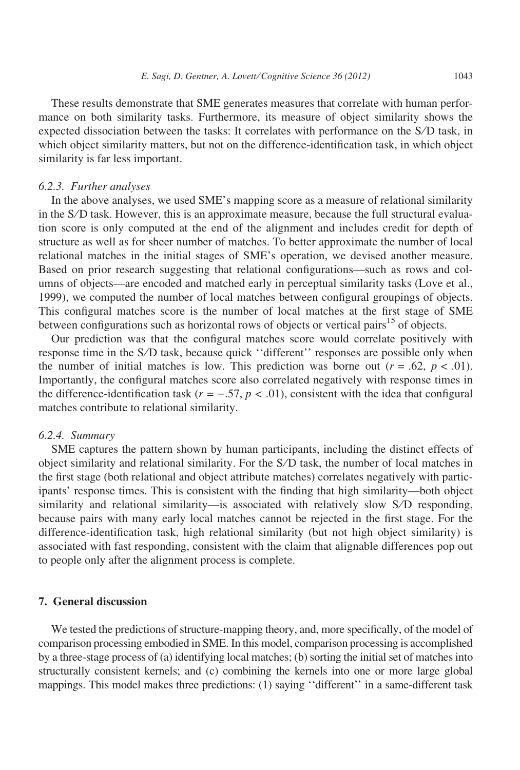These results demonstrate that SME generates measures that correlate with human performance on both similarity tasks. Furthermore, its measure of object similarity shows the expected dissociation between the tasks: It correlates with performance on the S/D task, in which object similarity matters, but not on the difference-identification task, in which object similarity is far less important.

#### *6.2.3. Further analyses*

In the above analyses, we used SME's mapping score as a measure of relational similarity in the S/D task. However, this is an approximate measure, because the full structural evaluation score is only computed at the end of the alignment and includes credit for depth of structure as well as for sheer number of matches. To better approximate the number of local relational matches in the initial stages of SME's operation, we devised another measure. Based on prior research suggesting that relational configurations—such as rows and columns of objects—are encoded and matched early in perceptual similarity tasks (Love et al., 1999), we computed the number of local matches between configural groupings of objects. This configural matches score is the number of local matches at the first stage of SME between configurations such as horizontal rows of objects or vertical pairs[15] of objects.

Our prediction was that the configural matches score would correlate positively with response time in the S/D task, because quick ''different'' responses are possible only when the number of initial matches is low. This prediction was borne out ($r = .62$, $p < .01$). Importantly, the configural matches score also correlated negatively with response times in the difference-identification task ($r = -.57$, $p < .01$), consistent with the idea that configural matches contribute to relational similarity.

#### *6.2.4. Summary*

SME captures the pattern shown by human participants, including the distinct effects of object similarity and relational similarity. For the S/D task, the number of local matches in the first stage (both relational and object attribute matches) correlates negatively with participants' response times. This is consistent with the finding that high similarity—both object similarity and relational similarity—is associated with relatively slow S/D responding, because pairs with many early local matches cannot be rejected in the first stage. For the difference-identification task, high relational similarity (but not high object similarity) is associated with fast responding, consistent with the claim that alignable differences pop out to people only after the alignment process is complete.

## 7. General discussion

We tested the predictions of structure-mapping theory, and, more specifically, of the model of comparison processing embodied in SME. In this model, comparison processing is accomplished by a three-stage process of (a) identifying local matches; (b) sorting the initial set of matches into structurally consistent kernels; and (c) combining the kernels into one or more large global mappings. This model makes three predictions: (1) saying ''different'' in a same-different task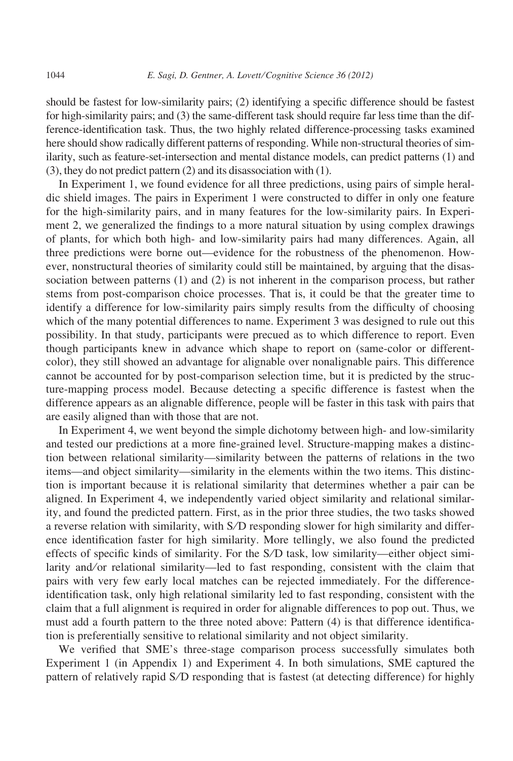should be fastest for low-similarity pairs; (2) identifying a specific difference should be fastest for high-similarity pairs; and (3) the same-different task should require far less time than the difference-identification task. Thus, the two highly related difference-processing tasks examined here should show radically different patterns of responding. While non-structural theories of similarity, such as feature-set-intersection and mental distance models, can predict patterns (1) and (3), they do not predict pattern (2) and its disassociation with (1).

In Experiment 1, we found evidence for all three predictions, using pairs of simple heraldic shield images. The pairs in Experiment 1 were constructed to differ in only one feature for the high-similarity pairs, and in many features for the low-similarity pairs. In Experiment 2, we generalized the findings to a more natural situation by using complex drawings of plants, for which both high- and low-similarity pairs had many differences. Again, all three predictions were borne out—evidence for the robustness of the phenomenon. However, nonstructural theories of similarity could still be maintained, by arguing that the disassociation between patterns (1) and (2) is not inherent in the comparison process, but rather stems from post-comparison choice processes. That is, it could be that the greater time to identify a difference for low-similarity pairs simply results from the difficulty of choosing which of the many potential differences to name. Experiment 3 was designed to rule out this possibility. In that study, participants were precued as to which difference to report. Even though participants knew in advance which shape to report on (same-color or different-color), they still showed an advantage for alignable over nonalignable pairs. This difference cannot be accounted for by post-comparison selection time, but it is predicted by the structure-mapping process model. Because detecting a specific difference is fastest when the difference appears as an alignable difference, people will be faster in this task with pairs that are easily aligned than with those that are not.

In Experiment 4, we went beyond the simple dichotomy between high- and low-similarity and tested our predictions at a more fine-grained level. Structure-mapping makes a distinction between relational similarity—similarity between the patterns of relations in the two items—and object similarity—similarity in the elements within the two items. This distinction is important because it is relational similarity that determines whether a pair can be aligned. In Experiment 4, we independently varied object similarity and relational similarity, and found the predicted pattern. First, as in the prior three studies, the two tasks showed a reverse relation with similarity, with S⁄D responding slower for high similarity and difference identification faster for high similarity. More tellingly, we also found the predicted effects of specific kinds of similarity. For the S⁄D task, low similarity—either object similarity and⁄or relational similarity—led to fast responding, consistent with the claim that pairs with very few early local matches can be rejected immediately. For the difference-identification task, only high relational similarity led to fast responding, consistent with the claim that a full alignment is required in order for alignable differences to pop out. Thus, we must add a fourth pattern to the three noted above: Pattern (4) is that difference identification is preferentially sensitive to relational similarity and not object similarity.

We verified that SME's three-stage comparison process successfully simulates both Experiment 1 (in Appendix 1) and Experiment 4. In both simulations, SME captured the pattern of relatively rapid S⁄D responding that is fastest (at detecting difference) for highly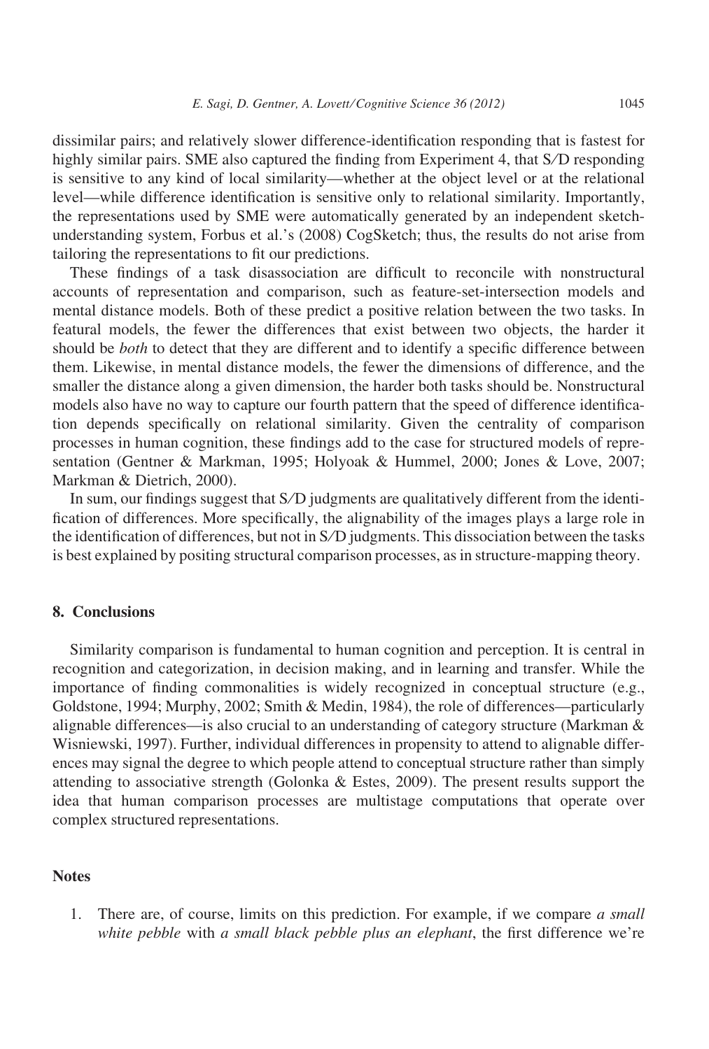dissimilar pairs; and relatively slower difference-identification responding that is fastest for highly similar pairs. SME also captured the finding from Experiment 4, that S/D responding is sensitive to any kind of local similarity—whether at the object level or at the relational level—while difference identification is sensitive only to relational similarity. Importantly, the representations used by SME were automatically generated by an independent sketch-understanding system, Forbus et al.'s (2008) CogSketch; thus, the results do not arise from tailoring the representations to fit our predictions.

These findings of a task disassociation are difficult to reconcile with nonstructural accounts of representation and comparison, such as feature-set-intersection models and mental distance models. Both of these predict a positive relation between the two tasks. In featural models, the fewer the differences that exist between two objects, the harder it should be *both* to detect that they are different and to identify a specific difference between them. Likewise, in mental distance models, the fewer the dimensions of difference, and the smaller the distance along a given dimension, the harder both tasks should be. Nonstructural models also have no way to capture our fourth pattern that the speed of difference identification depends specifically on relational similarity. Given the centrality of comparison processes in human cognition, these findings add to the case for structured models of representation (Gentner & Markman, 1995; Holyoak & Hummel, 2000; Jones & Love, 2007; Markman & Dietrich, 2000).

In sum, our findings suggest that S/D judgments are qualitatively different from the identification of differences. More specifically, the alignability of the images plays a large role in the identification of differences, but not in S/D judgments. This dissociation between the tasks is best explained by positing structural comparison processes, as in structure-mapping theory.

## 8. Conclusions

Similarity comparison is fundamental to human cognition and perception. It is central in recognition and categorization, in decision making, and in learning and transfer. While the importance of finding commonalities is widely recognized in conceptual structure (e.g., Goldstone, 1994; Murphy, 2002; Smith & Medin, 1984), the role of differences—particularly alignable differences—is also crucial to an understanding of category structure (Markman & Wisniewski, 1997). Further, individual differences in propensity to attend to alignable differences may signal the degree to which people attend to conceptual structure rather than simply attending to associative strength (Golonka & Estes, 2009). The present results support the idea that human comparison processes are multistage computations that operate over complex structured representations.

## Notes

1. There are, of course, limits on this prediction. For example, if we compare *a small white pebble* with *a small black pebble plus an elephant*, the first difference we're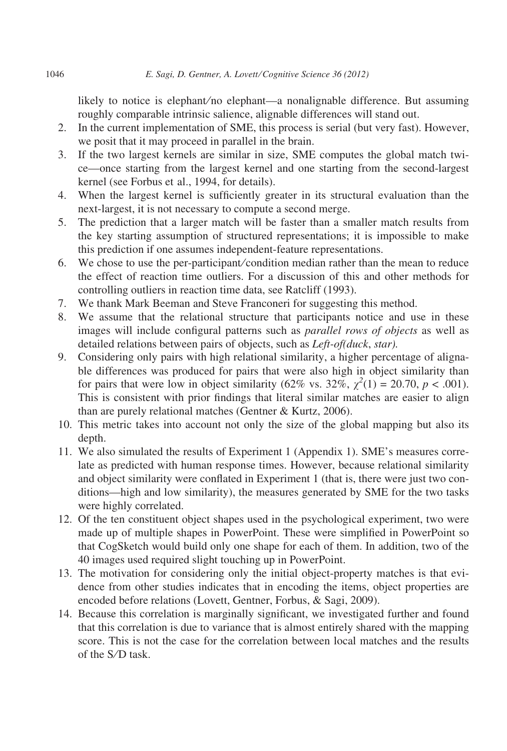likely to notice is elephant/no elephant—a nonalignable difference. But assuming roughly comparable intrinsic salience, alignable differences will stand out.

2. In the current implementation of SME, this process is serial (but very fast). However, we posit that it may proceed in parallel in the brain.
3. If the two largest kernels are similar in size, SME computes the global match twice—once starting from the largest kernel and one starting from the second-largest kernel (see Forbus et al., 1994, for details).
4. When the largest kernel is sufficiently greater in its structural evaluation than the next-largest, it is not necessary to compute a second merge.
5. The prediction that a larger match will be faster than a smaller match results from the key starting assumption of structured representations; it is impossible to make this prediction if one assumes independent-feature representations.
6. We chose to use the per-participant/condition median rather than the mean to reduce the effect of reaction time outliers. For a discussion of this and other methods for controlling outliers in reaction time data, see Ratcliff (1993).
7. We thank Mark Beeman and Steve Franconeri for suggesting this method.
8. We assume that the relational structure that participants notice and use in these images will include configural patterns such as *parallel rows of objects* as well as detailed relations between pairs of objects, such as *Left-of(duck, star).*
9. Considering only pairs with high relational similarity, a higher percentage of alignable differences was produced for pairs that were also high in object similarity than for pairs that were low in object similarity (62% vs. 32%, $\chi^2(1) = 20.70$, $p < .001$). This is consistent with prior findings that literal similar matches are easier to align than are purely relational matches (Gentner & Kurtz, 2006).
10. This metric takes into account not only the size of the global mapping but also its depth.
11. We also simulated the results of Experiment 1 (Appendix 1). SME's measures correlate as predicted with human response times. However, because relational similarity and object similarity were conflated in Experiment 1 (that is, there were just two conditions—high and low similarity), the measures generated by SME for the two tasks were highly correlated.
12. Of the ten constituent object shapes used in the psychological experiment, two were made up of multiple shapes in PowerPoint. These were simplified in PowerPoint so that CogSketch would build only one shape for each of them. In addition, two of the 40 images used required slight touching up in PowerPoint.
13. The motivation for considering only the initial object-property matches is that evidence from other studies indicates that in encoding the items, object properties are encoded before relations (Lovett, Gentner, Forbus, & Sagi, 2009).
14. Because this correlation is marginally significant, we investigated further and found that this correlation is due to variance that is almost entirely shared with the mapping score. This is not the case for the correlation between local matches and the results of the S/D task.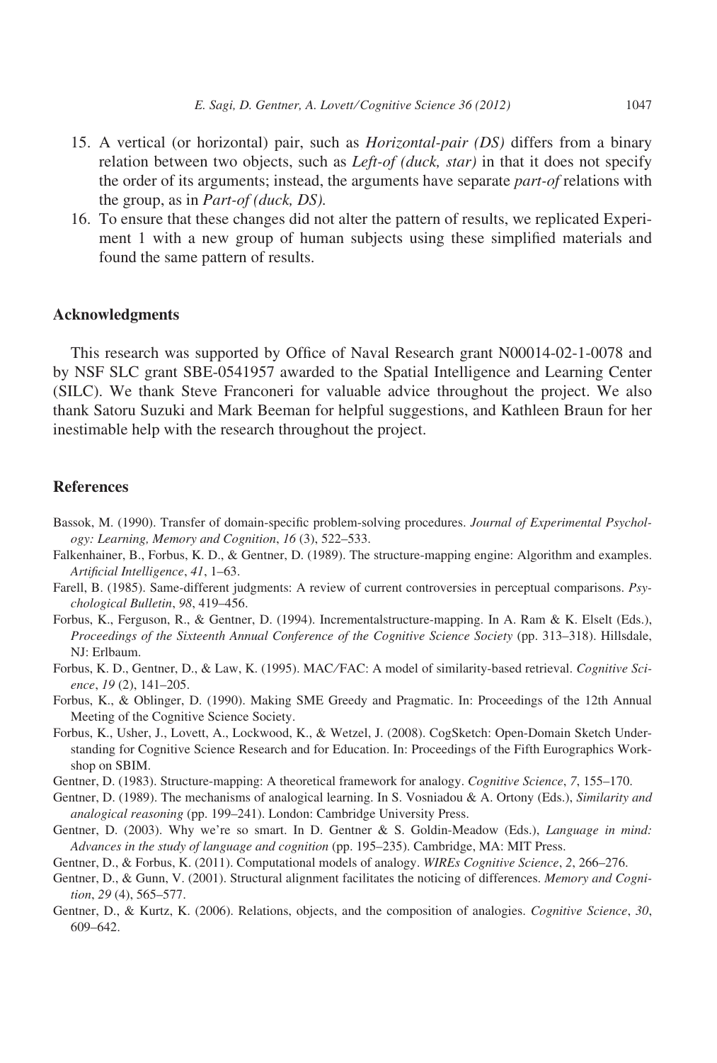15. A vertical (or horizontal) pair, such as *Horizontal-pair (DS)* differs from a binary relation between two objects, such as *Left-of (duck, star)* in that it does not specify the order of its arguments; instead, the arguments have separate *part-of* relations with the group, as in *Part-of (duck, DS).*
16. To ensure that these changes did not alter the pattern of results, we replicated Experiment 1 with a new group of human subjects using these simplified materials and found the same pattern of results.

## Acknowledgments

This research was supported by Office of Naval Research grant N00014-02-1-0078 and by NSF SLC grant SBE-0541957 awarded to the Spatial Intelligence and Learning Center (SILC). We thank Steve Franconeri for valuable advice throughout the project. We also thank Satoru Suzuki and Mark Beeman for helpful suggestions, and Kathleen Braun for her inestimable help with the research throughout the project.

## References

Bassok, M. (1990). Transfer of domain-specific problem-solving procedures. *Journal of Experimental Psychology: Learning, Memory and Cognition*, *16* (3), 522–533.

Falkenhainer, B., Forbus, K. D., & Gentner, D. (1989). The structure-mapping engine: Algorithm and examples. *Artificial Intelligence*, *41*, 1–63.

Farell, B. (1985). Same-different judgments: A review of current controversies in perceptual comparisons. *Psychological Bulletin*, *98*, 419–456.

Forbus, K., Ferguson, R., & Gentner, D. (1994). Incrementalstructure-mapping. In A. Ram & K. Elselt (Eds.), *Proceedings of the Sixteenth Annual Conference of the Cognitive Science Society* (pp. 313–318). Hillsdale, NJ: Erlbaum.

Forbus, K. D., Gentner, D., & Law, K. (1995). MAC/FAC: A model of similarity-based retrieval. *Cognitive Science*, *19* (2), 141–205.

Forbus, K., & Oblinger, D. (1990). Making SME Greedy and Pragmatic. In: Proceedings of the 12th Annual Meeting of the Cognitive Science Society.

Forbus, K., Usher, J., Lovett, A., Lockwood, K., & Wetzel, J. (2008). CogSketch: Open-Domain Sketch Understanding for Cognitive Science Research and for Education. In: Proceedings of the Fifth Eurographics Workshop on SBIM.

Gentner, D. (1983). Structure-mapping: A theoretical framework for analogy. *Cognitive Science*, *7*, 155–170.

Gentner, D. (1989). The mechanisms of analogical learning. In S. Vosniadou & A. Ortony (Eds.), *Similarity and analogical reasoning* (pp. 199–241). London: Cambridge University Press.

Gentner, D. (2003). Why we're so smart. In D. Gentner & S. Goldin-Meadow (Eds.), *Language in mind: Advances in the study of language and cognition* (pp. 195–235). Cambridge, MA: MIT Press.

Gentner, D., & Forbus, K. (2011). Computational models of analogy. *WIREs Cognitive Science*, *2*, 266–276.

Gentner, D., & Gunn, V. (2001). Structural alignment facilitates the noticing of differences. *Memory and Cognition*, *29* (4), 565–577.

Gentner, D., & Kurtz, K. (2006). Relations, objects, and the composition of analogies. *Cognitive Science*, *30*, 609–642.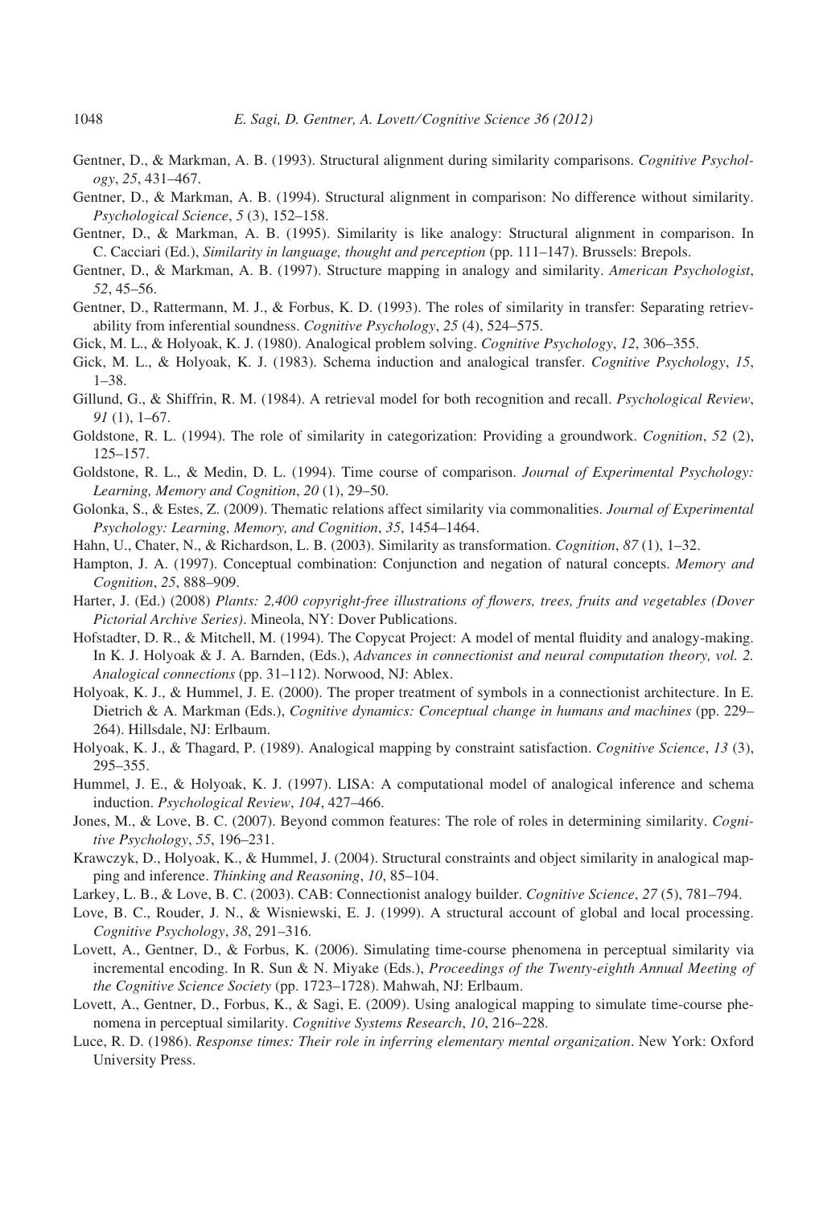Gentner, D., & Markman, A. B. (1993). Structural alignment during similarity comparisons. *Cognitive Psychology*, *25*, 431–467.

Gentner, D., & Markman, A. B. (1994). Structural alignment in comparison: No difference without similarity. *Psychological Science*, *5* (3), 152–158.

Gentner, D., & Markman, A. B. (1995). Similarity is like analogy: Structural alignment in comparison. In C. Cacciari (Ed.), *Similarity in language, thought and perception* (pp. 111–147). Brussels: Brepols.

Gentner, D., & Markman, A. B. (1997). Structure mapping in analogy and similarity. *American Psychologist*, *52*, 45–56.

Gentner, D., Rattermann, M. J., & Forbus, K. D. (1993). The roles of similarity in transfer: Separating retrievability from inferential soundness. *Cognitive Psychology*, *25* (4), 524–575.

Gick, M. L., & Holyoak, K. J. (1980). Analogical problem solving. *Cognitive Psychology*, *12*, 306–355.

Gick, M. L., & Holyoak, K. J. (1983). Schema induction and analogical transfer. *Cognitive Psychology*, *15*, 1–38.

Gillund, G., & Shiffrin, R. M. (1984). A retrieval model for both recognition and recall. *Psychological Review*, *91* (1), 1–67.

Goldstone, R. L. (1994). The role of similarity in categorization: Providing a groundwork. *Cognition*, *52* (2), 125–157.

Goldstone, R. L., & Medin, D. L. (1994). Time course of comparison. *Journal of Experimental Psychology: Learning, Memory and Cognition*, *20* (1), 29–50.

Golonka, S., & Estes, Z. (2009). Thematic relations affect similarity via commonalities. *Journal of Experimental Psychology: Learning, Memory, and Cognition*, *35*, 1454–1464.

Hahn, U., Chater, N., & Richardson, L. B. (2003). Similarity as transformation. *Cognition*, *87* (1), 1–32.

Hampton, J. A. (1997). Conceptual combination: Conjunction and negation of natural concepts. *Memory and Cognition*, *25*, 888–909.

Harter, J. (Ed.) (2008) *Plants: 2,400 copyright-free illustrations of flowers, trees, fruits and vegetables (Dover Pictorial Archive Series)*. Mineola, NY: Dover Publications.

Hofstadter, D. R., & Mitchell, M. (1994). The Copycat Project: A model of mental fluidity and analogy-making. In K. J. Holyoak & J. A. Barnden, (Eds.), *Advances in connectionist and neural computation theory, vol. 2. Analogical connections* (pp. 31–112). Norwood, NJ: Ablex.

Holyoak, K. J., & Hummel, J. E. (2000). The proper treatment of symbols in a connectionist architecture. In E. Dietrich & A. Markman (Eds.), *Cognitive dynamics: Conceptual change in humans and machines* (pp. 229–264). Hillsdale, NJ: Erlbaum.

Holyoak, K. J., & Thagard, P. (1989). Analogical mapping by constraint satisfaction. *Cognitive Science*, *13* (3), 295–355.

Hummel, J. E., & Holyoak, K. J. (1997). LISA: A computational model of analogical inference and schema induction. *Psychological Review*, *104*, 427–466.

Jones, M., & Love, B. C. (2007). Beyond common features: The role of roles in determining similarity. *Cognitive Psychology*, *55*, 196–231.

Krawczyk, D., Holyoak, K., & Hummel, J. (2004). Structural constraints and object similarity in analogical mapping and inference. *Thinking and Reasoning*, *10*, 85–104.

Larkey, L. B., & Love, B. C. (2003). CAB: Connectionist analogy builder. *Cognitive Science*, *27* (5), 781–794.

Love, B. C., Rouder, J. N., & Wisniewski, E. J. (1999). A structural account of global and local processing. *Cognitive Psychology*, *38*, 291–316.

Lovett, A., Gentner, D., & Forbus, K. (2006). Simulating time-course phenomena in perceptual similarity via incremental encoding. In R. Sun & N. Miyake (Eds.), *Proceedings of the Twenty-eighth Annual Meeting of the Cognitive Science Society* (pp. 1723–1728). Mahwah, NJ: Erlbaum.

Lovett, A., Gentner, D., Forbus, K., & Sagi, E. (2009). Using analogical mapping to simulate time-course phenomena in perceptual similarity. *Cognitive Systems Research*, *10*, 216–228.

Luce, R. D. (1986). *Response times: Their role in inferring elementary mental organization*. New York: Oxford University Press.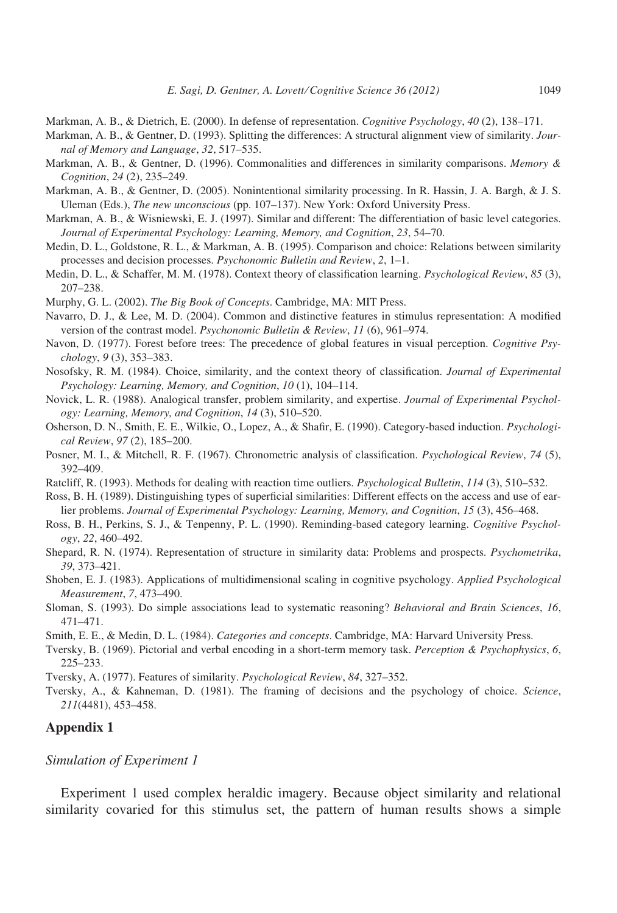Markman, A. B., & Dietrich, E. (2000). In defense of representation. *Cognitive Psychology*, *40* (2), 138–171.

Markman, A. B., & Gentner, D. (1993). Splitting the differences: A structural alignment view of similarity. *Journal of Memory and Language*, *32*, 517–535.

Markman, A. B., & Gentner, D. (1996). Commonalities and differences in similarity comparisons. *Memory & Cognition*, *24* (2), 235–249.

Markman, A. B., & Gentner, D. (2005). Nonintentional similarity processing. In R. Hassin, J. A. Bargh, & J. S. Uleman (Eds.), *The new unconscious* (pp. 107–137). New York: Oxford University Press.

Markman, A. B., & Wisniewski, E. J. (1997). Similar and different: The differentiation of basic level categories. *Journal of Experimental Psychology: Learning, Memory, and Cognition*, *23*, 54–70.

Medin, D. L., Goldstone, R. L., & Markman, A. B. (1995). Comparison and choice: Relations between similarity processes and decision processes. *Psychonomic Bulletin and Review*, *2*, 1–1.

Medin, D. L., & Schaffer, M. M. (1978). Context theory of classification learning. *Psychological Review*, *85* (3), 207–238.

Murphy, G. L. (2002). *The Big Book of Concepts*. Cambridge, MA: MIT Press.

Navarro, D. J., & Lee, M. D. (2004). Common and distinctive features in stimulus representation: A modified version of the contrast model. *Psychonomic Bulletin & Review*, *11* (6), 961–974.

Navon, D. (1977). Forest before trees: The precedence of global features in visual perception. *Cognitive Psychology*, *9* (3), 353–383.

Nosofsky, R. M. (1984). Choice, similarity, and the context theory of classification. *Journal of Experimental Psychology: Learning, Memory, and Cognition*, *10* (1), 104–114.

Novick, L. R. (1988). Analogical transfer, problem similarity, and expertise. *Journal of Experimental Psychology: Learning, Memory, and Cognition*, *14* (3), 510–520.

Osherson, D. N., Smith, E. E., Wilkie, O., Lopez, A., & Shafir, E. (1990). Category-based induction. *Psychological Review*, *97* (2), 185–200.

Posner, M. I., & Mitchell, R. F. (1967). Chronometric analysis of classification. *Psychological Review*, *74* (5), 392–409.

Ratcliff, R. (1993). Methods for dealing with reaction time outliers. *Psychological Bulletin*, *114* (3), 510–532.

Ross, B. H. (1989). Distinguishing types of superficial similarities: Different effects on the access and use of earlier problems. *Journal of Experimental Psychology: Learning, Memory, and Cognition*, *15* (3), 456–468.

Ross, B. H., Perkins, S. J., & Tenpenny, P. L. (1990). Reminding-based category learning. *Cognitive Psychology*, *22*, 460–492.

Shepard, R. N. (1974). Representation of structure in similarity data: Problems and prospects. *Psychometrika*, *39*, 373–421.

Shoben, E. J. (1983). Applications of multidimensional scaling in cognitive psychology. *Applied Psychological Measurement*, *7*, 473–490.

Sloman, S. (1993). Do simple associations lead to systematic reasoning? *Behavioral and Brain Sciences*, *16*, 471–471.

Smith, E. E., & Medin, D. L. (1984). *Categories and concepts*. Cambridge, MA: Harvard University Press.

Tversky, B. (1969). Pictorial and verbal encoding in a short-term memory task. *Perception & Psychophysics*, *6*, 225–233.

Tversky, A. (1977). Features of similarity. *Psychological Review*, *84*, 327–352.

Tversky, A., & Kahneman, D. (1981). The framing of decisions and the psychology of choice. *Science*, *211*(4481), 453–458.

## Appendix 1

### *Simulation of Experiment 1*

Experiment 1 used complex heraldic imagery. Because object similarity and relational similarity covaried for this stimulus set, the pattern of human results shows a simple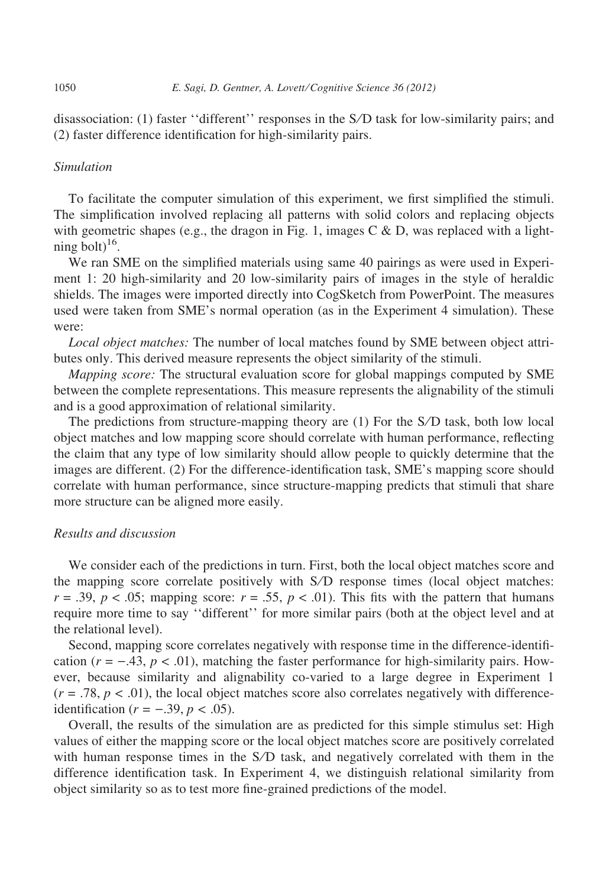disassociation: (1) faster ''different'' responses in the S/D task for low-similarity pairs; and (2) faster difference identification for high-similarity pairs.

### *Simulation*

To facilitate the computer simulation of this experiment, we first simplified the stimuli. The simplification involved replacing all patterns with solid colors and replacing objects with geometric shapes (e.g., the dragon in Fig. 1, images C & D, was replaced with a lightning bolt)[16].

We ran SME on the simplified materials using same 40 pairings as were used in Experiment 1: 20 high-similarity and 20 low-similarity pairs of images in the style of heraldic shields. The images were imported directly into CogSketch from PowerPoint. The measures used were taken from SME's normal operation (as in the Experiment 4 simulation). These were:

*Local object matches:* The number of local matches found by SME between object attributes only. This derived measure represents the object similarity of the stimuli.

*Mapping score:* The structural evaluation score for global mappings computed by SME between the complete representations. This measure represents the alignability of the stimuli and is a good approximation of relational similarity.

The predictions from structure-mapping theory are (1) For the S/D task, both low local object matches and low mapping score should correlate with human performance, reflecting the claim that any type of low similarity should allow people to quickly determine that the images are different. (2) For the difference-identification task, SME's mapping score should correlate with human performance, since structure-mapping predicts that stimuli that share more structure can be aligned more easily.

### *Results and discussion*

We consider each of the predictions in turn. First, both the local object matches score and the mapping score correlate positively with S/D response times (local object matches: $r = .39$, $p < .05$; mapping score: $r = .55$, $p < .01$). This fits with the pattern that humans require more time to say ''different'' for more similar pairs (both at the object level and at the relational level).

Second, mapping score correlates negatively with response time in the difference-identification ($r = -.43$, $p < .01$), matching the faster performance for high-similarity pairs. However, because similarity and alignability co-varied to a large degree in Experiment 1 ($r = .78$, $p < .01$), the local object matches score also correlates negatively with difference-identification ($r = -.39$, $p < .05$).

Overall, the results of the simulation are as predicted for this simple stimulus set: High values of either the mapping score or the local object matches score are positively correlated with human response times in the S/D task, and negatively correlated with them in the difference identification task. In Experiment 4, we distinguish relational similarity from object similarity so as to test more fine-grained predictions of the model.